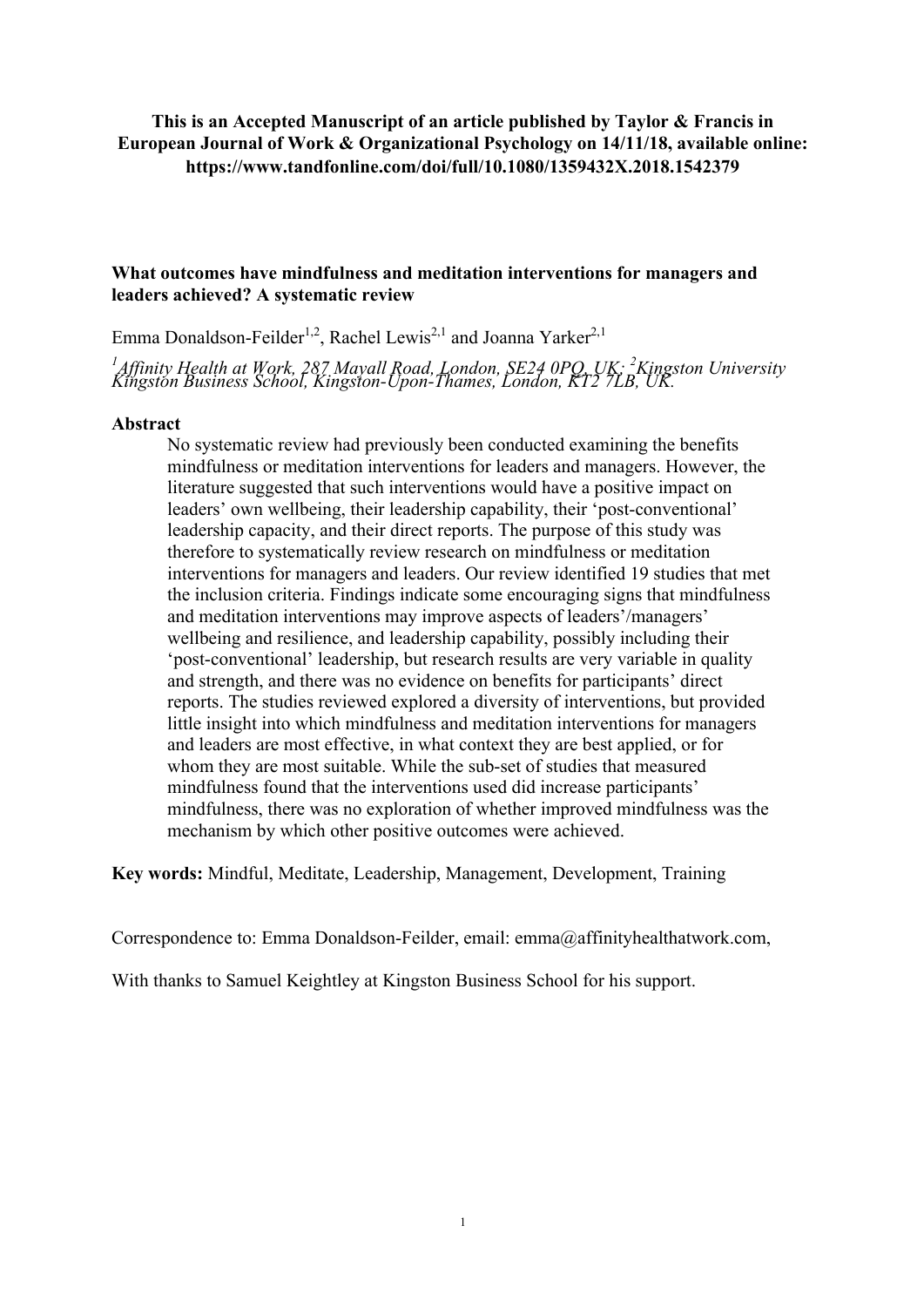**This is an Accepted Manuscript of an article published by Taylor & Francis in European Journal of Work & Organizational Psychology on 14/11/18, available online: https://www.tandfonline.com/doi/full/10.1080/1359432X.2018.1542379**

# What outcomes have mindfulness and meditation interventions for managers and leaders achieved? A systematic review

Emma Donaldson-Feilder[1,2], Rachel Lewis[2,1] and Joanna Yarker[2,1]

*[1]Affinity Health at Work, 287 Mayall Road, London, SE24 0PQ, UK; [2]Kingston University Kingston Business School, Kingston-Upon-Thames, London, KT2 7LB, UK.*

## Abstract

No systematic review had previously been conducted examining the benefits mindfulness or meditation interventions for leaders and managers. However, the literature suggested that such interventions would have a positive impact on leaders' own wellbeing, their leadership capability, their 'post-conventional' leadership capacity, and their direct reports. The purpose of this study was therefore to systematically review research on mindfulness or meditation interventions for managers and leaders. Our review identified 19 studies that met the inclusion criteria. Findings indicate some encouraging signs that mindfulness and meditation interventions may improve aspects of leaders'/managers' wellbeing and resilience, and leadership capability, possibly including their 'post-conventional' leadership, but research results are very variable in quality and strength, and there was no evidence on benefits for participants' direct reports. The studies reviewed explored a diversity of interventions, but provided little insight into which mindfulness and meditation interventions for managers and leaders are most effective, in what context they are best applied, or for whom they are most suitable. While the sub-set of studies that measured mindfulness found that the interventions used did increase participants' mindfulness, there was no exploration of whether improved mindfulness was the mechanism by which other positive outcomes were achieved.

**Key words:** Mindful, Meditate, Leadership, Management, Development, Training

Correspondence to: Emma Donaldson-Feilder, email: emma@affinityhealthatwork.com,

With thanks to Samuel Keightley at Kingston Business School for his support.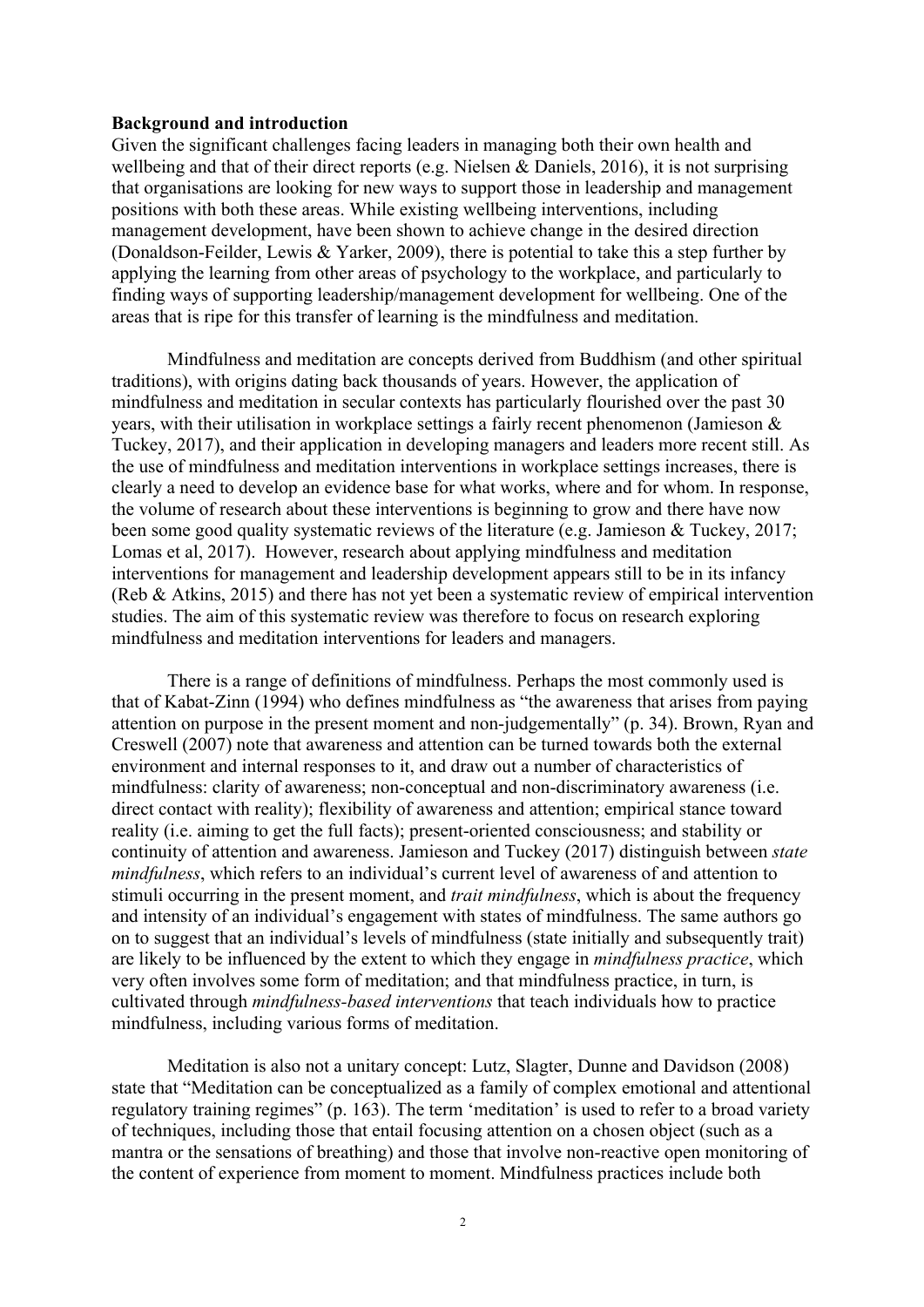**Background and introduction**

Given the significant challenges facing leaders in managing both their own health and wellbeing and that of their direct reports (e.g. Nielsen & Daniels, 2016), it is not surprising that organisations are looking for new ways to support those in leadership and management positions with both these areas. While existing wellbeing interventions, including management development, have been shown to achieve change in the desired direction (Donaldson-Feilder, Lewis & Yarker, 2009), there is potential to take this a step further by applying the learning from other areas of psychology to the workplace, and particularly to finding ways of supporting leadership/management development for wellbeing. One of the areas that is ripe for this transfer of learning is the mindfulness and meditation.

Mindfulness and meditation are concepts derived from Buddhism (and other spiritual traditions), with origins dating back thousands of years. However, the application of mindfulness and meditation in secular contexts has particularly flourished over the past 30 years, with their utilisation in workplace settings a fairly recent phenomenon (Jamieson & Tuckey, 2017), and their application in developing managers and leaders more recent still. As the use of mindfulness and meditation interventions in workplace settings increases, there is clearly a need to develop an evidence base for what works, where and for whom. In response, the volume of research about these interventions is beginning to grow and there have now been some good quality systematic reviews of the literature (e.g. Jamieson & Tuckey, 2017; Lomas et al, 2017). However, research about applying mindfulness and meditation interventions for management and leadership development appears still to be in its infancy (Reb & Atkins, 2015) and there has not yet been a systematic review of empirical intervention studies. The aim of this systematic review was therefore to focus on research exploring mindfulness and meditation interventions for leaders and managers.

There is a range of definitions of mindfulness. Perhaps the most commonly used is that of Kabat-Zinn (1994) who defines mindfulness as "the awareness that arises from paying attention on purpose in the present moment and non-judgementally" (p. 34). Brown, Ryan and Creswell (2007) note that awareness and attention can be turned towards both the external environment and internal responses to it, and draw out a number of characteristics of mindfulness: clarity of awareness; non-conceptual and non-discriminatory awareness (i.e. direct contact with reality); flexibility of awareness and attention; empirical stance toward reality (i.e. aiming to get the full facts); present-oriented consciousness; and stability or continuity of attention and awareness. Jamieson and Tuckey (2017) distinguish between *state mindfulness*, which refers to an individual's current level of awareness of and attention to stimuli occurring in the present moment, and *trait mindfulness*, which is about the frequency and intensity of an individual's engagement with states of mindfulness. The same authors go on to suggest that an individual's levels of mindfulness (state initially and subsequently trait) are likely to be influenced by the extent to which they engage in *mindfulness practice*, which very often involves some form of meditation; and that mindfulness practice, in turn, is cultivated through *mindfulness-based interventions* that teach individuals how to practice mindfulness, including various forms of meditation.

Meditation is also not a unitary concept: Lutz, Slagter, Dunne and Davidson (2008) state that "Meditation can be conceptualized as a family of complex emotional and attentional regulatory training regimes" (p. 163). The term 'meditation' is used to refer to a broad variety of techniques, including those that entail focusing attention on a chosen object (such as a mantra or the sensations of breathing) and those that involve non-reactive open monitoring of the content of experience from moment to moment. Mindfulness practices include both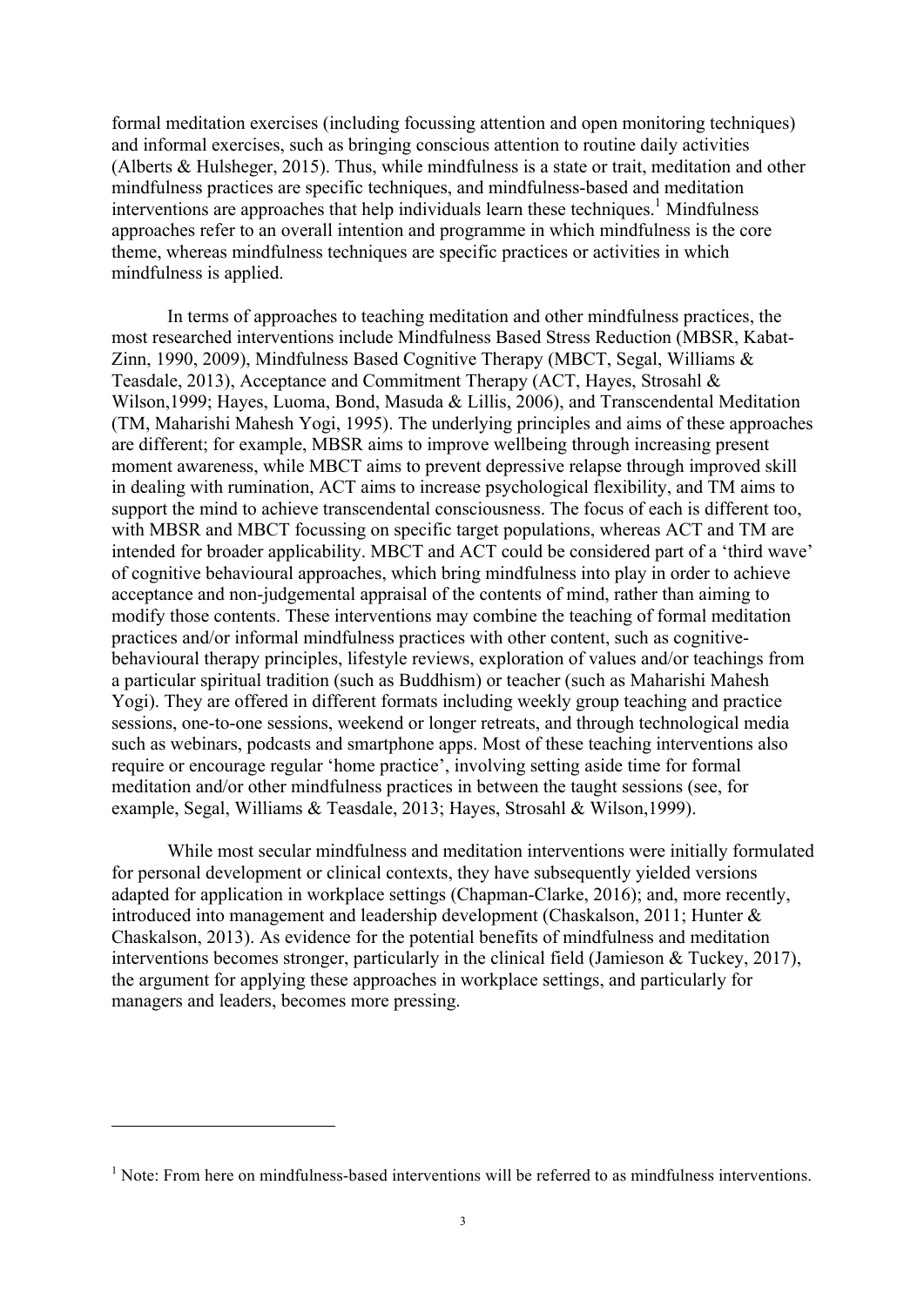formal meditation exercises (including focussing attention and open monitoring techniques) and informal exercises, such as bringing conscious attention to routine daily activities (Alberts & Hulsheger, 2015). Thus, while mindfulness is a state or trait, meditation and other mindfulness practices are specific techniques, and mindfulness-based and meditation interventions are approaches that help individuals learn these techniques.[1] Mindfulness approaches refer to an overall intention and programme in which mindfulness is the core theme, whereas mindfulness techniques are specific practices or activities in which mindfulness is applied.

In terms of approaches to teaching meditation and other mindfulness practices, the most researched interventions include Mindfulness Based Stress Reduction (MBSR, Kabat-Zinn, 1990, 2009), Mindfulness Based Cognitive Therapy (MBCT, Segal, Williams & Teasdale, 2013), Acceptance and Commitment Therapy (ACT, Hayes, Strosahl & Wilson,1999; Hayes, Luoma, Bond, Masuda & Lillis, 2006), and Transcendental Meditation (TM, Maharishi Mahesh Yogi, 1995). The underlying principles and aims of these approaches are different; for example, MBSR aims to improve wellbeing through increasing present moment awareness, while MBCT aims to prevent depressive relapse through improved skill in dealing with rumination, ACT aims to increase psychological flexibility, and TM aims to support the mind to achieve transcendental consciousness. The focus of each is different too, with MBSR and MBCT focussing on specific target populations, whereas ACT and TM are intended for broader applicability. MBCT and ACT could be considered part of a 'third wave' of cognitive behavioural approaches, which bring mindfulness into play in order to achieve acceptance and non-judgemental appraisal of the contents of mind, rather than aiming to modify those contents. These interventions may combine the teaching of formal meditation practices and/or informal mindfulness practices with other content, such as cognitive-behavioural therapy principles, lifestyle reviews, exploration of values and/or teachings from a particular spiritual tradition (such as Buddhism) or teacher (such as Maharishi Mahesh Yogi). They are offered in different formats including weekly group teaching and practice sessions, one-to-one sessions, weekend or longer retreats, and through technological media such as webinars, podcasts and smartphone apps. Most of these teaching interventions also require or encourage regular 'home practice', involving setting aside time for formal meditation and/or other mindfulness practices in between the taught sessions (see, for example, Segal, Williams & Teasdale, 2013; Hayes, Strosahl & Wilson,1999).

While most secular mindfulness and meditation interventions were initially formulated for personal development or clinical contexts, they have subsequently yielded versions adapted for application in workplace settings (Chapman-Clarke, 2016); and, more recently, introduced into management and leadership development (Chaskalson, 2011; Hunter & Chaskalson, 2013). As evidence for the potential benefits of mindfulness and meditation interventions becomes stronger, particularly in the clinical field (Jamieson & Tuckey, 2017), the argument for applying these approaches in workplace settings, and particularly for managers and leaders, becomes more pressing.

---

[1] Note: From here on mindfulness-based interventions will be referred to as mindfulness interventions.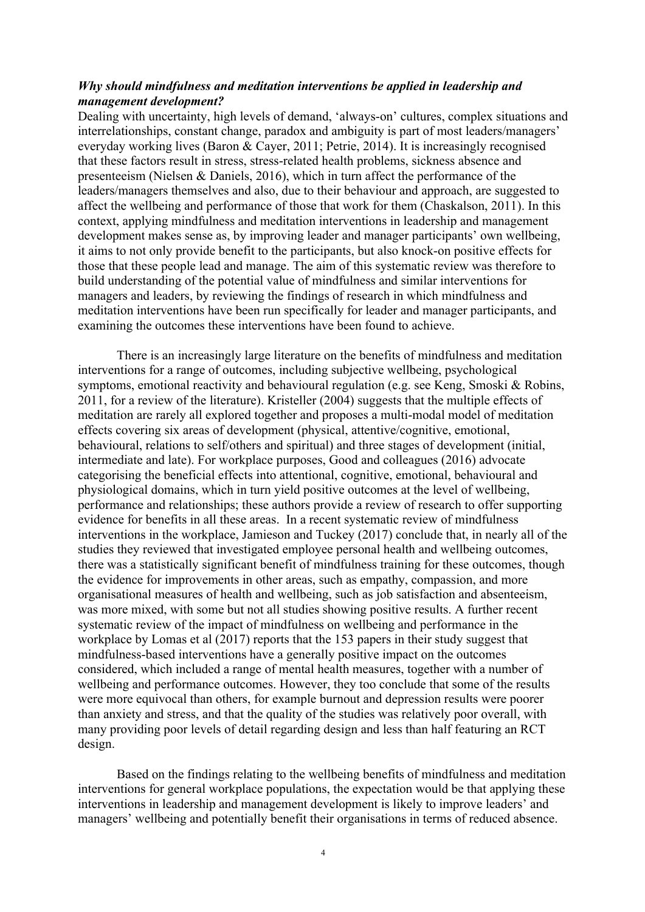### *Why should mindfulness and meditation interventions be applied in leadership and management development?*

Dealing with uncertainty, high levels of demand, 'always-on' cultures, complex situations and interrelationships, constant change, paradox and ambiguity is part of most leaders/managers' everyday working lives (Baron & Cayer, 2011; Petrie, 2014). It is increasingly recognised that these factors result in stress, stress-related health problems, sickness absence and presenteeism (Nielsen & Daniels, 2016), which in turn affect the performance of the leaders/managers themselves and also, due to their behaviour and approach, are suggested to affect the wellbeing and performance of those that work for them (Chaskalson, 2011). In this context, applying mindfulness and meditation interventions in leadership and management development makes sense as, by improving leader and manager participants' own wellbeing, it aims to not only provide benefit to the participants, but also knock-on positive effects for those that these people lead and manage. The aim of this systematic review was therefore to build understanding of the potential value of mindfulness and similar interventions for managers and leaders, by reviewing the findings of research in which mindfulness and meditation interventions have been run specifically for leader and manager participants, and examining the outcomes these interventions have been found to achieve.

There is an increasingly large literature on the benefits of mindfulness and meditation interventions for a range of outcomes, including subjective wellbeing, psychological symptoms, emotional reactivity and behavioural regulation (e.g. see Keng, Smoski & Robins, 2011, for a review of the literature). Kristeller (2004) suggests that the multiple effects of meditation are rarely all explored together and proposes a multi-modal model of meditation effects covering six areas of development (physical, attentive/cognitive, emotional, behavioural, relations to self/others and spiritual) and three stages of development (initial, intermediate and late). For workplace purposes, Good and colleagues (2016) advocate categorising the beneficial effects into attentional, cognitive, emotional, behavioural and physiological domains, which in turn yield positive outcomes at the level of wellbeing, performance and relationships; these authors provide a review of research to offer supporting evidence for benefits in all these areas. In a recent systematic review of mindfulness interventions in the workplace, Jamieson and Tuckey (2017) conclude that, in nearly all of the studies they reviewed that investigated employee personal health and wellbeing outcomes, there was a statistically significant benefit of mindfulness training for these outcomes, though the evidence for improvements in other areas, such as empathy, compassion, and more organisational measures of health and wellbeing, such as job satisfaction and absenteeism, was more mixed, with some but not all studies showing positive results. A further recent systematic review of the impact of mindfulness on wellbeing and performance in the workplace by Lomas et al (2017) reports that the 153 papers in their study suggest that mindfulness-based interventions have a generally positive impact on the outcomes considered, which included a range of mental health measures, together with a number of wellbeing and performance outcomes. However, they too conclude that some of the results were more equivocal than others, for example burnout and depression results were poorer than anxiety and stress, and that the quality of the studies was relatively poor overall, with many providing poor levels of detail regarding design and less than half featuring an RCT design.

Based on the findings relating to the wellbeing benefits of mindfulness and meditation interventions for general workplace populations, the expectation would be that applying these interventions in leadership and management development is likely to improve leaders' and managers' wellbeing and potentially benefit their organisations in terms of reduced absence.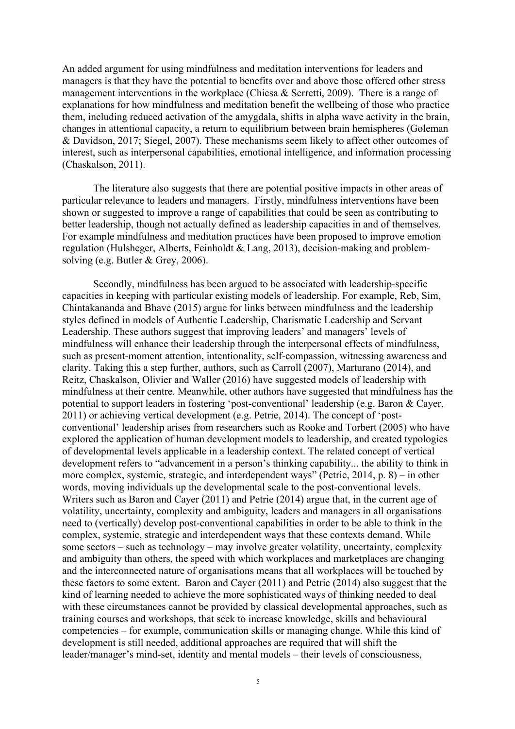An added argument for using mindfulness and meditation interventions for leaders and managers is that they have the potential to benefits over and above those offered other stress management interventions in the workplace (Chiesa & Serretti, 2009). There is a range of explanations for how mindfulness and meditation benefit the wellbeing of those who practice them, including reduced activation of the amygdala, shifts in alpha wave activity in the brain, changes in attentional capacity, a return to equilibrium between brain hemispheres (Goleman & Davidson, 2017; Siegel, 2007). These mechanisms seem likely to affect other outcomes of interest, such as interpersonal capabilities, emotional intelligence, and information processing (Chaskalson, 2011).

The literature also suggests that there are potential positive impacts in other areas of particular relevance to leaders and managers. Firstly, mindfulness interventions have been shown or suggested to improve a range of capabilities that could be seen as contributing to better leadership, though not actually defined as leadership capacities in and of themselves. For example mindfulness and meditation practices have been proposed to improve emotion regulation (Hulsheger, Alberts, Feinholdt & Lang, 2013), decision-making and problem-solving (e.g. Butler & Grey, 2006).

Secondly, mindfulness has been argued to be associated with leadership-specific capacities in keeping with particular existing models of leadership. For example, Reb, Sim, Chintakananda and Bhave (2015) argue for links between mindfulness and the leadership styles defined in models of Authentic Leadership, Charismatic Leadership and Servant Leadership. These authors suggest that improving leaders' and managers' levels of mindfulness will enhance their leadership through the interpersonal effects of mindfulness, such as present-moment attention, intentionality, self-compassion, witnessing awareness and clarity. Taking this a step further, authors, such as Carroll (2007), Marturano (2014), and Reitz, Chaskalson, Olivier and Waller (2016) have suggested models of leadership with mindfulness at their centre. Meanwhile, other authors have suggested that mindfulness has the potential to support leaders in fostering 'post-conventional' leadership (e.g. Baron & Cayer, 2011) or achieving vertical development (e.g. Petrie, 2014). The concept of 'post-conventional' leadership arises from researchers such as Rooke and Torbert (2005) who have explored the application of human development models to leadership, and created typologies of developmental levels applicable in a leadership context. The related concept of vertical development refers to "advancement in a person's thinking capability... the ability to think in more complex, systemic, strategic, and interdependent ways" (Petrie, 2014, p. 8) – in other words, moving individuals up the developmental scale to the post-conventional levels. Writers such as Baron and Cayer (2011) and Petrie (2014) argue that, in the current age of volatility, uncertainty, complexity and ambiguity, leaders and managers in all organisations need to (vertically) develop post-conventional capabilities in order to be able to think in the complex, systemic, strategic and interdependent ways that these contexts demand. While some sectors – such as technology – may involve greater volatility, uncertainty, complexity and ambiguity than others, the speed with which workplaces and marketplaces are changing and the interconnected nature of organisations means that all workplaces will be touched by these factors to some extent. Baron and Cayer (2011) and Petrie (2014) also suggest that the kind of learning needed to achieve the more sophisticated ways of thinking needed to deal with these circumstances cannot be provided by classical developmental approaches, such as training courses and workshops, that seek to increase knowledge, skills and behavioural competencies – for example, communication skills or managing change. While this kind of development is still needed, additional approaches are required that will shift the leader/manager's mind-set, identity and mental models – their levels of consciousness,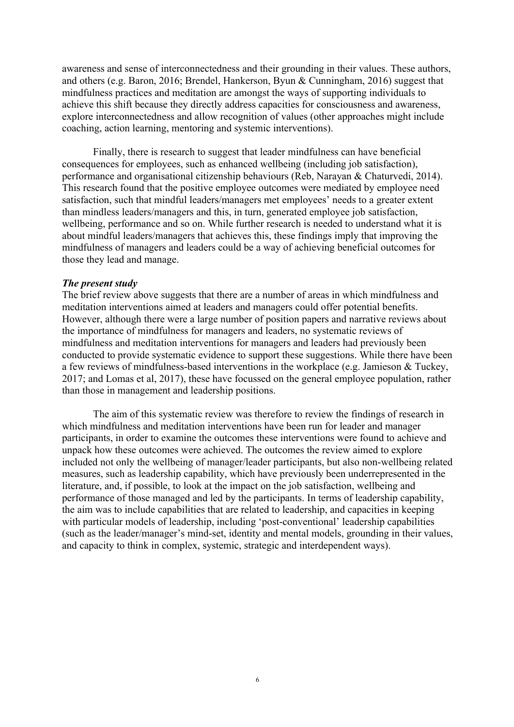awareness and sense of interconnectedness and their grounding in their values. These authors, and others (e.g. Baron, 2016; Brendel, Hankerson, Byun & Cunningham, 2016) suggest that mindfulness practices and meditation are amongst the ways of supporting individuals to achieve this shift because they directly address capacities for consciousness and awareness, explore interconnectedness and allow recognition of values (other approaches might include coaching, action learning, mentoring and systemic interventions).

Finally, there is research to suggest that leader mindfulness can have beneficial consequences for employees, such as enhanced wellbeing (including job satisfaction), performance and organisational citizenship behaviours (Reb, Narayan & Chaturvedi, 2014). This research found that the positive employee outcomes were mediated by employee need satisfaction, such that mindful leaders/managers met employees' needs to a greater extent than mindless leaders/managers and this, in turn, generated employee job satisfaction, wellbeing, performance and so on. While further research is needed to understand what it is about mindful leaders/managers that achieves this, these findings imply that improving the mindfulness of managers and leaders could be a way of achieving beneficial outcomes for those they lead and manage.

### *The present study*

The brief review above suggests that there are a number of areas in which mindfulness and meditation interventions aimed at leaders and managers could offer potential benefits. However, although there were a large number of position papers and narrative reviews about the importance of mindfulness for managers and leaders, no systematic reviews of mindfulness and meditation interventions for managers and leaders had previously been conducted to provide systematic evidence to support these suggestions. While there have been a few reviews of mindfulness-based interventions in the workplace (e.g. Jamieson & Tuckey, 2017; and Lomas et al, 2017), these have focussed on the general employee population, rather than those in management and leadership positions.

The aim of this systematic review was therefore to review the findings of research in which mindfulness and meditation interventions have been run for leader and manager participants, in order to examine the outcomes these interventions were found to achieve and unpack how these outcomes were achieved. The outcomes the review aimed to explore included not only the wellbeing of manager/leader participants, but also non-wellbeing related measures, such as leadership capability, which have previously been underrepresented in the literature, and, if possible, to look at the impact on the job satisfaction, wellbeing and performance of those managed and led by the participants. In terms of leadership capability, the aim was to include capabilities that are related to leadership, and capacities in keeping with particular models of leadership, including 'post-conventional' leadership capabilities (such as the leader/manager's mind-set, identity and mental models, grounding in their values, and capacity to think in complex, systemic, strategic and interdependent ways).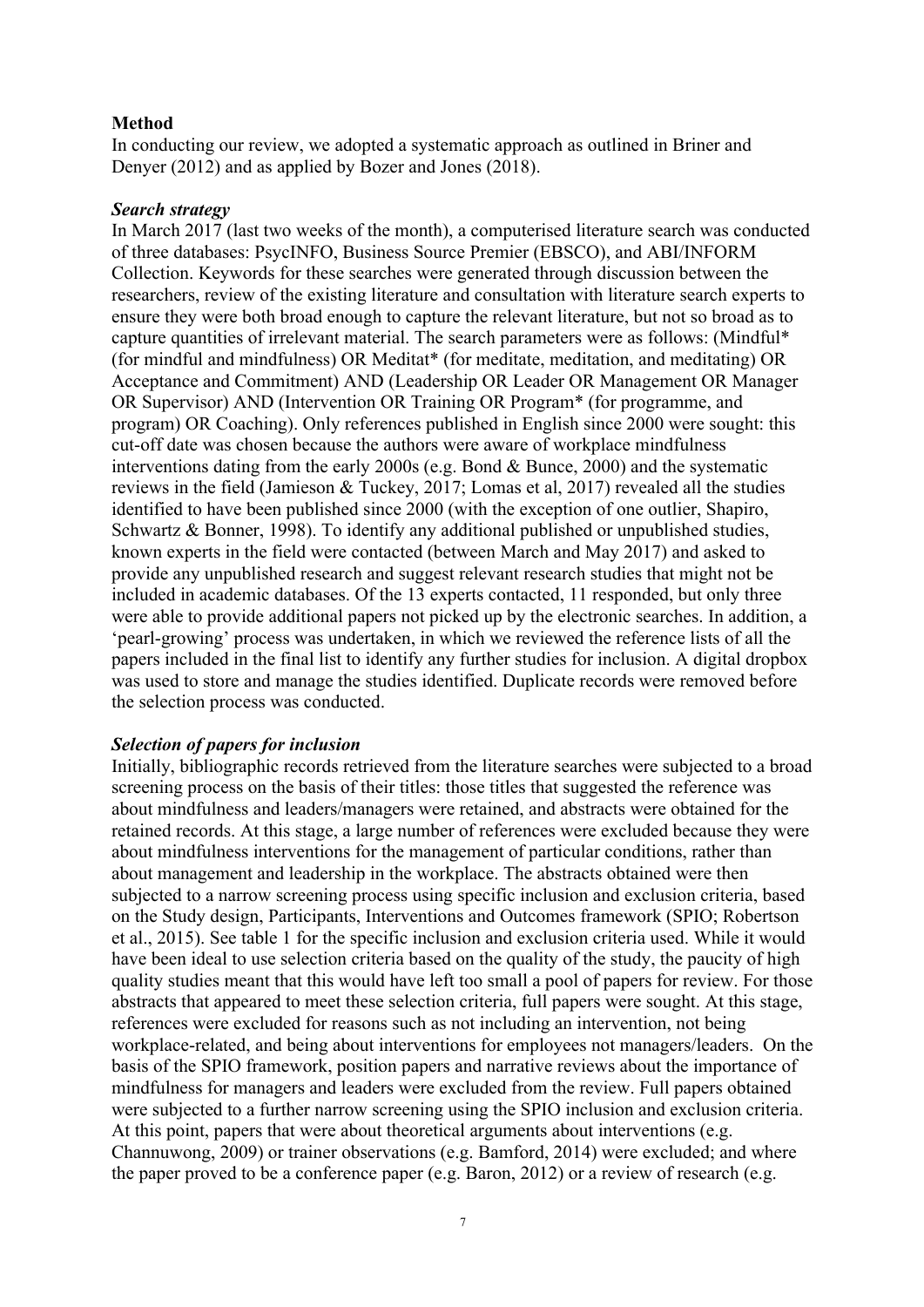**Method**

In conducting our review, we adopted a systematic approach as outlined in Briner and Denyer (2012) and as applied by Bozer and Jones (2018).

***Search strategy***

In March 2017 (last two weeks of the month), a computerised literature search was conducted of three databases: PsycINFO, Business Source Premier (EBSCO), and ABI/INFORM Collection. Keywords for these searches were generated through discussion between the researchers, review of the existing literature and consultation with literature search experts to ensure they were both broad enough to capture the relevant literature, but not so broad as to capture quantities of irrelevant material. The search parameters were as follows: (Mindful* (for mindful and mindfulness) OR Meditat* (for meditate, meditation, and meditating) OR Acceptance and Commitment) AND (Leadership OR Leader OR Management OR Manager OR Supervisor) AND (Intervention OR Training OR Program* (for programme, and program) OR Coaching). Only references published in English since 2000 were sought: this cut-off date was chosen because the authors were aware of workplace mindfulness interventions dating from the early 2000s (e.g. Bond & Bunce, 2000) and the systematic reviews in the field (Jamieson & Tuckey, 2017; Lomas et al, 2017) revealed all the studies identified to have been published since 2000 (with the exception of one outlier, Shapiro, Schwartz & Bonner, 1998). To identify any additional published or unpublished studies, known experts in the field were contacted (between March and May 2017) and asked to provide any unpublished research and suggest relevant research studies that might not be included in academic databases. Of the 13 experts contacted, 11 responded, but only three were able to provide additional papers not picked up by the electronic searches. In addition, a 'pearl-growing' process was undertaken, in which we reviewed the reference lists of all the papers included in the final list to identify any further studies for inclusion. A digital dropbox was used to store and manage the studies identified. Duplicate records were removed before the selection process was conducted.

***Selection of papers for inclusion***

Initially, bibliographic records retrieved from the literature searches were subjected to a broad screening process on the basis of their titles: those titles that suggested the reference was about mindfulness and leaders/managers were retained, and abstracts were obtained for the retained records. At this stage, a large number of references were excluded because they were about mindfulness interventions for the management of particular conditions, rather than about management and leadership in the workplace. The abstracts obtained were then subjected to a narrow screening process using specific inclusion and exclusion criteria, based on the Study design, Participants, Interventions and Outcomes framework (SPIO; Robertson et al., 2015). See table 1 for the specific inclusion and exclusion criteria used. While it would have been ideal to use selection criteria based on the quality of the study, the paucity of high quality studies meant that this would have left too small a pool of papers for review. For those abstracts that appeared to meet these selection criteria, full papers were sought. At this stage, references were excluded for reasons such as not including an intervention, not being workplace-related, and being about interventions for employees not managers/leaders. On the basis of the SPIO framework, position papers and narrative reviews about the importance of mindfulness for managers and leaders were excluded from the review. Full papers obtained were subjected to a further narrow screening using the SPIO inclusion and exclusion criteria. At this point, papers that were about theoretical arguments about interventions (e.g. Channuwong, 2009) or trainer observations (e.g. Bamford, 2014) were excluded; and where the paper proved to be a conference paper (e.g. Baron, 2012) or a review of research (e.g.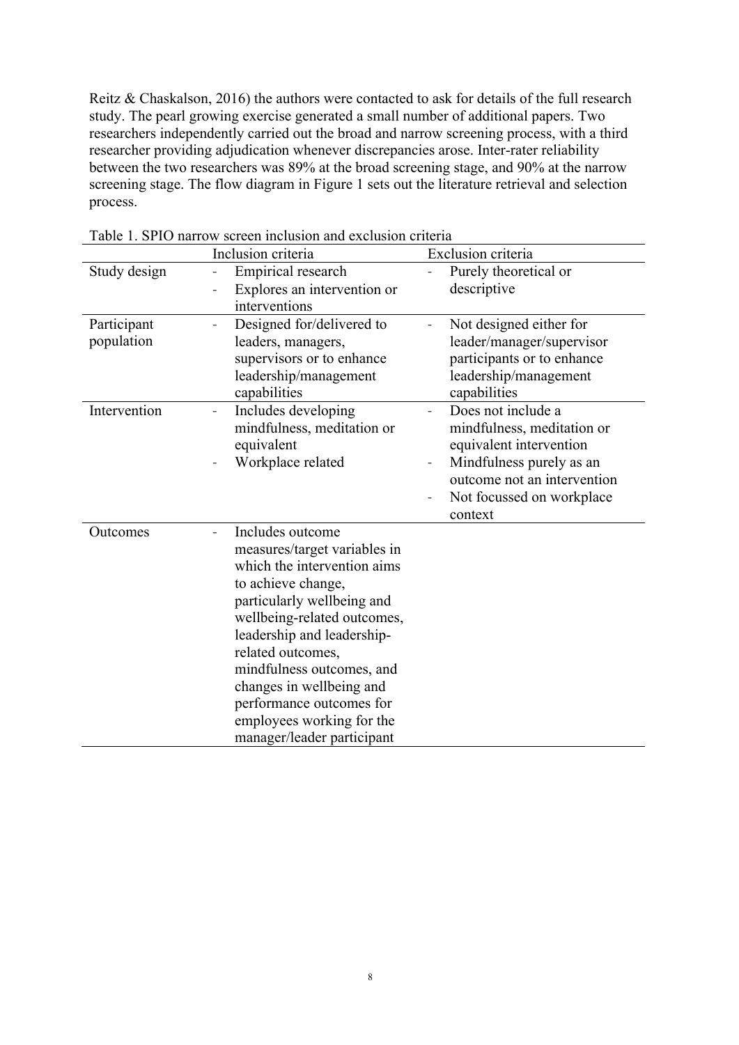Reitz & Chaskalson, 2016) the authors were contacted to ask for details of the full research study. The pearl growing exercise generated a small number of additional papers. Two researchers independently carried out the broad and narrow screening process, with a third researcher providing adjudication whenever discrepancies arose. Inter-rater reliability between the two researchers was 89% at the broad screening stage, and 90% at the narrow screening stage. The flow diagram in Figure 1 sets out the literature retrieval and selection process.

Table 1. SPIO narrow screen inclusion and exclusion criteria

| | Inclusion criteria | Exclusion criteria |
|---|---|---|
| Study design | - Empirical research<br>- Explores an intervention or interventions | - Purely theoretical or descriptive |
| Participant population | - Designed for/delivered to leaders, managers, supervisors or to enhance leadership/management capabilities | - Not designed either for leader/manager/supervisor participants or to enhance leadership/management capabilities |
| Intervention | - Includes developing mindfulness, meditation or equivalent<br>- Workplace related | - Does not include a mindfulness, meditation or equivalent intervention<br>- Mindfulness purely as an outcome not an intervention<br>- Not focussed on workplace context |
| Outcomes | - Includes outcome measures/target variables in which the intervention aims to achieve change, particularly wellbeing and wellbeing-related outcomes, leadership and leadership-related outcomes, mindfulness outcomes, and changes in wellbeing and performance outcomes for employees working for the manager/leader participant | |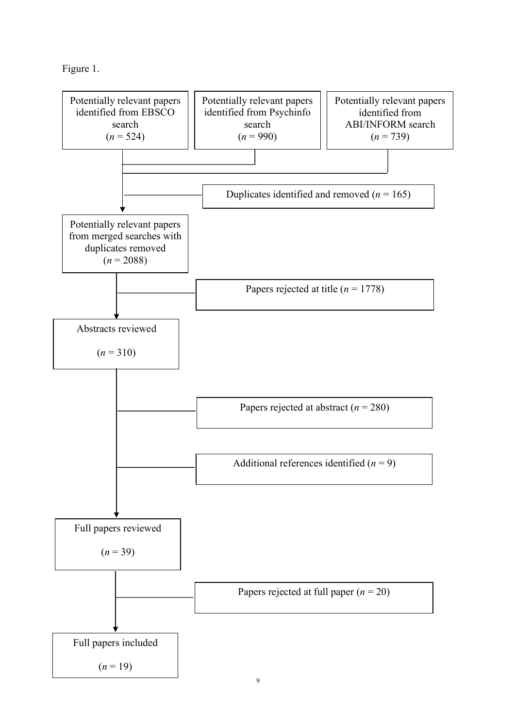Figure 1.

Potentially relevant papers identified from EBSCO search ($n$ = 524)

Potentially relevant papers identified from Psychinfo search ($n$ = 990)

Potentially relevant papers identified from ABI/INFORM search ($n$ = 739)

Duplicates identified and removed ($n$ = 165)

Potentially relevant papers from merged searches with duplicates removed ($n$ = 2088)

Papers rejected at title ($n$ = 1778)

Abstracts reviewed

($n$ = 310)

Papers rejected at abstract ($n$ = 280)

Additional references identified ($n$ = 9)

Full papers reviewed

($n$ = 39)

Papers rejected at full paper ($n$ = 20)

Full papers included

($n$ = 19)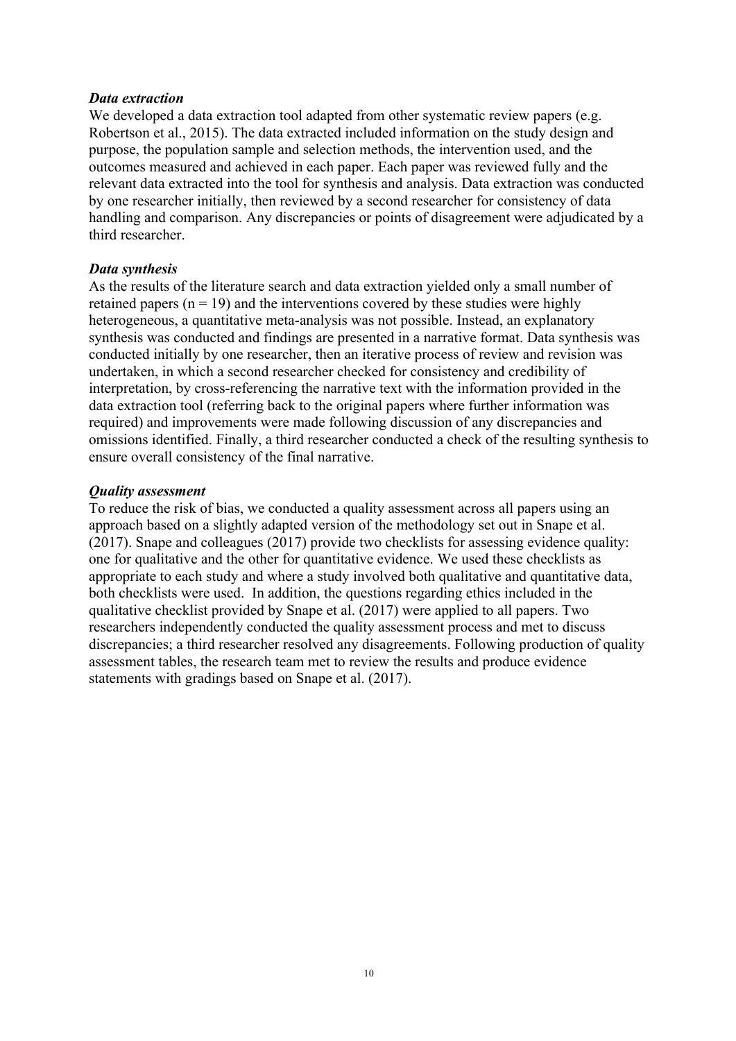***Data extraction***

We developed a data extraction tool adapted from other systematic review papers (e.g. Robertson et al., 2015). The data extracted included information on the study design and purpose, the population sample and selection methods, the intervention used, and the outcomes measured and achieved in each paper. Each paper was reviewed fully and the relevant data extracted into the tool for synthesis and analysis. Data extraction was conducted by one researcher initially, then reviewed by a second researcher for consistency of data handling and comparison. Any discrepancies or points of disagreement were adjudicated by a third researcher.

***Data synthesis***

As the results of the literature search and data extraction yielded only a small number of retained papers ($n = 19$) and the interventions covered by these studies were highly heterogeneous, a quantitative meta-analysis was not possible. Instead, an explanatory synthesis was conducted and findings are presented in a narrative format. Data synthesis was conducted initially by one researcher, then an iterative process of review and revision was undertaken, in which a second researcher checked for consistency and credibility of interpretation, by cross-referencing the narrative text with the information provided in the data extraction tool (referring back to the original papers where further information was required) and improvements were made following discussion of any discrepancies and omissions identified. Finally, a third researcher conducted a check of the resulting synthesis to ensure overall consistency of the final narrative.

***Quality assessment***

To reduce the risk of bias, we conducted a quality assessment across all papers using an approach based on a slightly adapted version of the methodology set out in Snape et al. (2017). Snape and colleagues (2017) provide two checklists for assessing evidence quality: one for qualitative and the other for quantitative evidence. We used these checklists as appropriate to each study and where a study involved both qualitative and quantitative data, both checklists were used. In addition, the questions regarding ethics included in the qualitative checklist provided by Snape et al. (2017) were applied to all papers. Two researchers independently conducted the quality assessment process and met to discuss discrepancies; a third researcher resolved any disagreements. Following production of quality assessment tables, the research team met to review the results and produce evidence statements with gradings based on Snape et al. (2017).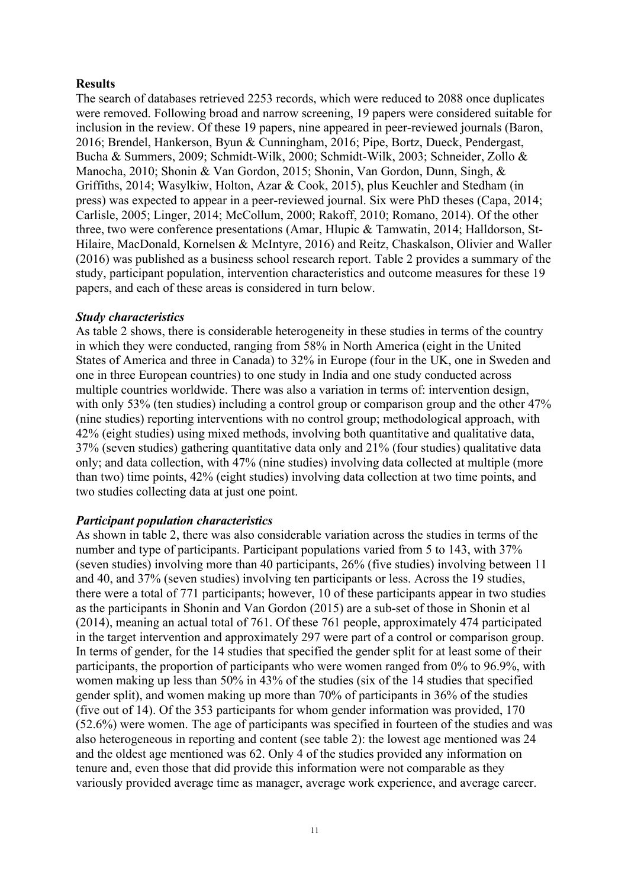**Results**

The search of databases retrieved 2253 records, which were reduced to 2088 once duplicates were removed. Following broad and narrow screening, 19 papers were considered suitable for inclusion in the review. Of these 19 papers, nine appeared in peer-reviewed journals (Baron, 2016; Brendel, Hankerson, Byun & Cunningham, 2016; Pipe, Bortz, Dueck, Pendergast, Bucha & Summers, 2009; Schmidt-Wilk, 2000; Schmidt-Wilk, 2003; Schneider, Zollo & Manocha, 2010; Shonin & Van Gordon, 2015; Shonin, Van Gordon, Dunn, Singh, & Griffiths, 2014; Wasylkiw, Holton, Azar & Cook, 2015), plus Keuchler and Stedham (in press) was expected to appear in a peer-reviewed journal. Six were PhD theses (Capa, 2014; Carlisle, 2005; Linger, 2014; McCollum, 2000; Rakoff, 2010; Romano, 2014). Of the other three, two were conference presentations (Amar, Hlupic & Tamwatin, 2014; Halldorson, St-Hilaire, MacDonald, Kornelsen & McIntyre, 2016) and Reitz, Chaskalson, Olivier and Waller (2016) was published as a business school research report. Table 2 provides a summary of the study, participant population, intervention characteristics and outcome measures for these 19 papers, and each of these areas is considered in turn below.

***Study characteristics***

As table 2 shows, there is considerable heterogeneity in these studies in terms of the country in which they were conducted, ranging from 58% in North America (eight in the United States of America and three in Canada) to 32% in Europe (four in the UK, one in Sweden and one in three European countries) to one study in India and one study conducted across multiple countries worldwide. There was also a variation in terms of: intervention design, with only 53% (ten studies) including a control group or comparison group and the other 47% (nine studies) reporting interventions with no control group; methodological approach, with 42% (eight studies) using mixed methods, involving both quantitative and qualitative data, 37% (seven studies) gathering quantitative data only and 21% (four studies) qualitative data only; and data collection, with 47% (nine studies) involving data collected at multiple (more than two) time points, 42% (eight studies) involving data collection at two time points, and two studies collecting data at just one point.

***Participant population characteristics***

As shown in table 2, there was also considerable variation across the studies in terms of the number and type of participants. Participant populations varied from 5 to 143, with 37% (seven studies) involving more than 40 participants, 26% (five studies) involving between 11 and 40, and 37% (seven studies) involving ten participants or less. Across the 19 studies, there were a total of 771 participants; however, 10 of these participants appear in two studies as the participants in Shonin and Van Gordon (2015) are a sub-set of those in Shonin et al (2014), meaning an actual total of 761. Of these 761 people, approximately 474 participated in the target intervention and approximately 297 were part of a control or comparison group. In terms of gender, for the 14 studies that specified the gender split for at least some of their participants, the proportion of participants who were women ranged from 0% to 96.9%, with women making up less than 50% in 43% of the studies (six of the 14 studies that specified gender split), and women making up more than 70% of participants in 36% of the studies (five out of 14). Of the 353 participants for whom gender information was provided, 170 (52.6%) were women. The age of participants was specified in fourteen of the studies and was also heterogeneous in reporting and content (see table 2): the lowest age mentioned was 24 and the oldest age mentioned was 62. Only 4 of the studies provided any information on tenure and, even those that did provide this information were not comparable as they variously provided average time as manager, average work experience, and average career.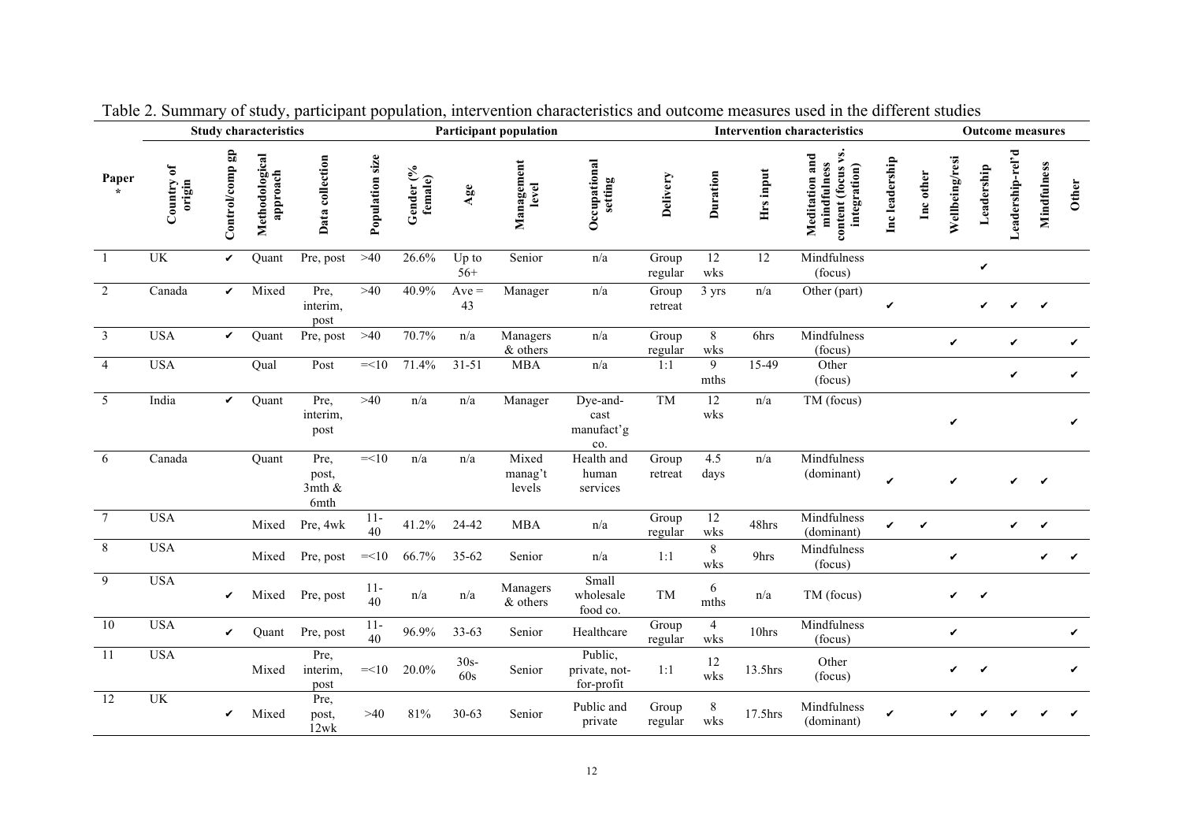Table 2. Summary of study, participant population, intervention characteristics and outcome measures used in the different studies

| | Study characteristics | | | | Participant population | | | | | Intervention characteristics | | | | | | Outcome measures | | | | |
|---|---|---|---|---|---|---|---|---|---|---|---|---|---|---|---|---|---|---|---|---|
| Paper * | Country of origin | Control/comp gp | Methodological approach | Data collection | Population size | Gender (% female) | Age | Management level | Occupational setting | Delivery | Duration | Hrs input | Meditation and mindfulness content (focus vs. integration) | Inc leadership | Inc other | Wellbeing/resi | Leadership | Leadership-rel'd | Mindfulness | Other |
| 1 | UK | ✔ | Quant | Pre, post | >40 | 26.6% | Up to 56+ | Senior | n/a | Group regular | 12 wks | 12 | Mindfulness (focus) | | | | ✔ | | | |
| 2 | Canada | ✔ | Mixed | Pre, interim, post | >40 | 40.9% | Ave = 43 | Manager | n/a | Group retreat | 3 yrs | n/a | Other (part) | ✔ | | | ✔ | ✔ | ✔ | |
| 3 | USA | ✔ | Quant | Pre, post | >40 | 70.7% | n/a | Managers & others | n/a | Group regular | 8 wks | 6hrs | Mindfulness (focus) | | | ✔ | | ✔ | | ✔ |
| 4 | USA | | Qual | Post | =<10 | 71.4% | 31-51 | MBA | n/a | 1:1 | 9 mths | 15-49 | Other (focus) | | | | | ✔ | | ✔ |
| 5 | India | ✔ | Quant | Pre, interim, post | >40 | n/a | n/a | Manager | Dye-and-cast manufact'g co. | TM | 12 wks | n/a | TM (focus) | | | ✔ | | | | ✔ |
| 6 | Canada | | Quant | Pre, post, 3mth & 6mth | =<10 | n/a | n/a | Mixed manag't levels | Health and human services | Group retreat | 4.5 days | n/a | Mindfulness (dominant) | ✔ | | ✔ | | ✔ | ✔ | |
| 7 | USA | | Mixed | Pre, 4wk | 11-40 | 41.2% | 24-42 | MBA | n/a | Group regular | 12 wks | 48hrs | Mindfulness (dominant) | ✔ | ✔ | | | ✔ | ✔ | |
| 8 | USA | | Mixed | Pre, post | =<10 | 66.7% | 35-62 | Senior | n/a | 1:1 | 8 wks | 9hrs | Mindfulness (focus) | | | ✔ | | | ✔ | ✔ |
| 9 | USA | ✔ | Mixed | Pre, post | 11-40 | n/a | n/a | Managers & others | Small wholesale food co. | TM | 6 mths | n/a | TM (focus) | | | ✔ | ✔ | | | |
| 10 | USA | ✔ | Quant | Pre, post | 11-40 | 96.9% | 33-63 | Senior | Healthcare | Group regular | 4 wks | 10hrs | Mindfulness (focus) | | | ✔ | | | | ✔ |
| 11 | USA | | Mixed | Pre, interim, post | =<10 | 20.0% | 30s-60s | Senior | Public, private, not-for-profit | 1:1 | 12 wks | 13.5hrs | Other (focus) | | | ✔ | ✔ | | | ✔ |
| 12 | UK | ✔ | Mixed | Pre, post, 12wk | >40 | 81% | 30-63 | Senior | Public and private | Group regular | 8 wks | 17.5hrs | Mindfulness (dominant) | ✔ | | ✔ | ✔ | ✔ | ✔ | ✔ |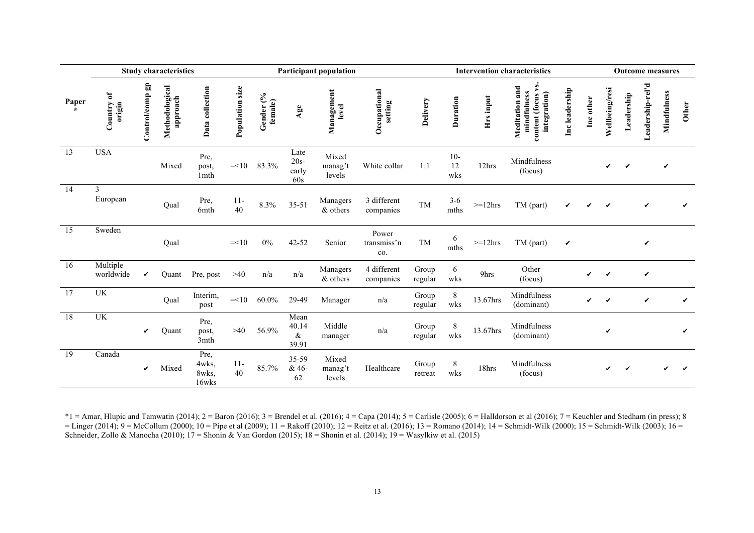| | Study characteristics | | | | Participant population | | | | | Intervention characteristics | | | | | | Outcome measures | | | | |
|---|---|---|---|---|---|---|---|---|---|---|---|---|---|---|---|---|---|---|---|---|
| Paper * | Country of origin | Control/comp gp | Methodological approach | Data collection | Population size | Gender (% female) | Age | Management level | Occupational setting | Delivery | Duration | Hrs input | Meditation and mindfulness content (focus vs. integration) | Inc leadership | Inc other | Wellbeing/resi | Leadership | Leadership-rel'd | Mindfulness | Other |
| 13 | USA | | Mixed | Pre, post, 1mth | =<10 | 83.3% | Late 20s-early 60s | Mixed manag't levels | White collar | 1:1 | 10-12 wks | 12hrs | Mindfulness (focus) | | | ✔ | ✔ | | ✔ | |
| 14 | 3 European | | Qual | Pre, 6mth | 11-40 | 8.3% | 35-51 | Managers & others | 3 different companies | TM | 3-6 mths | >=12hrs | TM (part) | ✔ | ✔ | ✔ | | ✔ | | ✔ |
| 15 | Sweden | | Qual | | =<10 | 0% | 42-52 | Senior | Power transmiss'n co. | TM | 6 mths | >=12hrs | TM (part) | ✔ | | | | ✔ | | |
| 16 | Multiple worldwide | ✔ | Quant | Pre, post | >40 | n/a | n/a | Managers & others | 4 different companies | Group regular | 6 wks | 9hrs | Other (focus) | | ✔ | ✔ | | ✔ | | |
| 17 | UK | | Qual | Interim, post | =<10 | 60.0% | 29-49 | Manager | n/a | Group regular | 8 wks | 13.67hrs | Mindfulness (dominant) | | ✔ | ✔ | | ✔ | | ✔ |
| 18 | UK | ✔ | Quant | Pre, post, 3mth | >40 | 56.9% | Mean 40.14 & 39.91 | Middle manager | n/a | Group regular | 8 wks | 13.67hrs | Mindfulness (dominant) | | | ✔ | | | | ✔ |
| 19 | Canada | ✔ | Mixed | Pre, 4wks, 8wks, 16wks | 11-40 | 85.7% | 35-59 & 46-62 | Mixed manag't levels | Healthcare | Group retreat | 8 wks | 18hrs | Mindfulness (focus) | | | ✔ | ✔ | | ✔ | ✔ |

*1 = Amar, Hlupic and Tamwatin (2014); 2 = Baron (2016); 3 = Brendel et al. (2016); 4 = Capa (2014); 5 = Carlisle (2005); 6 = Halldorson et al (2016); 7 = Keuchler and Stedham (in press); 8 = Linger (2014); 9 = McCollum (2000); 10 = Pipe et al (2009); 11 = Rakoff (2010); 12 = Reitz et al. (2016); 13 = Romano (2014); 14 = Schmidt-Wilk (2000); 15 = Schmidt-Wilk (2003); 16 = Schneider, Zollo & Manocha (2010); 17 = Shonin & Van Gordon (2015); 18 = Shonin et al. (2014); 19 = Wasylkiw et al. (2015)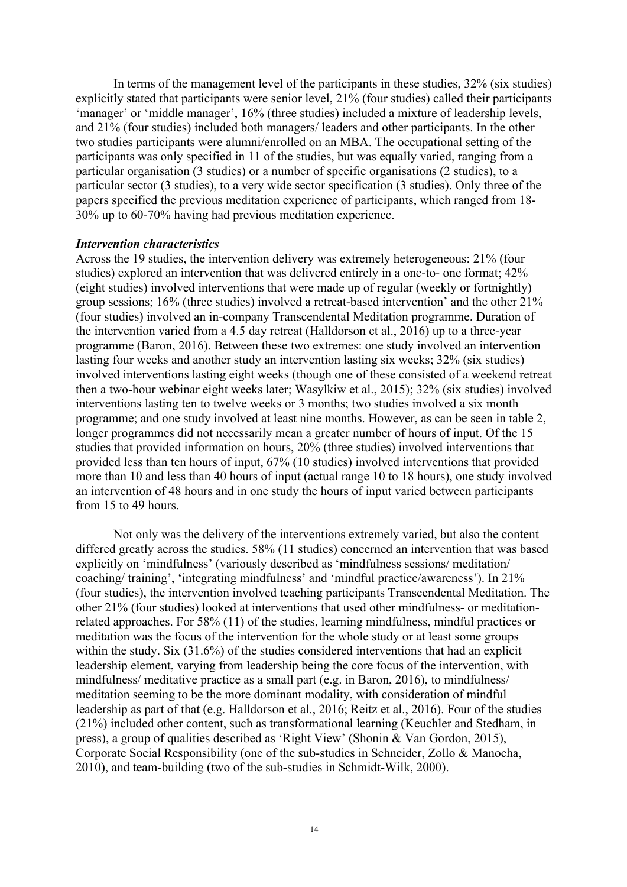In terms of the management level of the participants in these studies, 32% (six studies) explicitly stated that participants were senior level, 21% (four studies) called their participants 'manager' or 'middle manager', 16% (three studies) included a mixture of leadership levels, and 21% (four studies) included both managers/ leaders and other participants. In the other two studies participants were alumni/enrolled on an MBA. The occupational setting of the participants was only specified in 11 of the studies, but was equally varied, ranging from a particular organisation (3 studies) or a number of specific organisations (2 studies), to a particular sector (3 studies), to a very wide sector specification (3 studies). Only three of the papers specified the previous meditation experience of participants, which ranged from 18-30% up to 60-70% having had previous meditation experience.

***Intervention characteristics***

Across the 19 studies, the intervention delivery was extremely heterogeneous: 21% (four studies) explored an intervention that was delivered entirely in a one-to- one format; 42% (eight studies) involved interventions that were made up of regular (weekly or fortnightly) group sessions; 16% (three studies) involved a retreat-based intervention' and the other 21% (four studies) involved an in-company Transcendental Meditation programme. Duration of the intervention varied from a 4.5 day retreat (Halldorson et al., 2016) up to a three-year programme (Baron, 2016). Between these two extremes: one study involved an intervention lasting four weeks and another study an intervention lasting six weeks; 32% (six studies) involved interventions lasting eight weeks (though one of these consisted of a weekend retreat then a two-hour webinar eight weeks later; Wasylkiw et al., 2015); 32% (six studies) involved interventions lasting ten to twelve weeks or 3 months; two studies involved a six month programme; and one study involved at least nine months. However, as can be seen in table 2, longer programmes did not necessarily mean a greater number of hours of input. Of the 15 studies that provided information on hours, 20% (three studies) involved interventions that provided less than ten hours of input, 67% (10 studies) involved interventions that provided more than 10 and less than 40 hours of input (actual range 10 to 18 hours), one study involved an intervention of 48 hours and in one study the hours of input varied between participants from 15 to 49 hours.

Not only was the delivery of the interventions extremely varied, but also the content differed greatly across the studies. 58% (11 studies) concerned an intervention that was based explicitly on 'mindfulness' (variously described as 'mindfulness sessions/ meditation/ coaching/ training', 'integrating mindfulness' and 'mindful practice/awareness'). In 21% (four studies), the intervention involved teaching participants Transcendental Meditation. The other 21% (four studies) looked at interventions that used other mindfulness- or meditation-related approaches. For 58% (11) of the studies, learning mindfulness, mindful practices or meditation was the focus of the intervention for the whole study or at least some groups within the study. Six (31.6%) of the studies considered interventions that had an explicit leadership element, varying from leadership being the core focus of the intervention, with mindfulness/ meditative practice as a small part (e.g. in Baron, 2016), to mindfulness/ meditation seeming to be the more dominant modality, with consideration of mindful leadership as part of that (e.g. Halldorson et al., 2016; Reitz et al., 2016). Four of the studies (21%) included other content, such as transformational learning (Keuchler and Stedham, in press), a group of qualities described as 'Right View' (Shonin & Van Gordon, 2015), Corporate Social Responsibility (one of the sub-studies in Schneider, Zollo & Manocha, 2010), and team-building (two of the sub-studies in Schmidt-Wilk, 2000).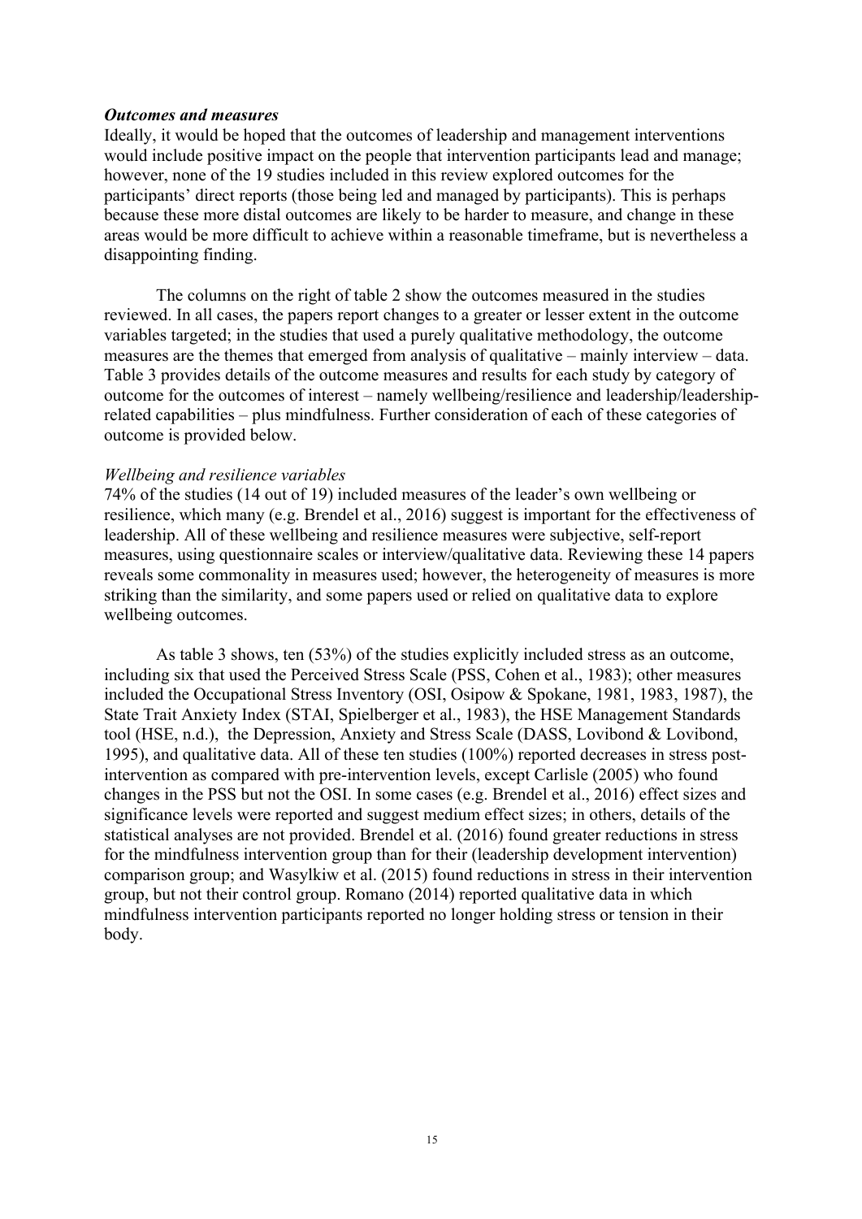***Outcomes and measures***

Ideally, it would be hoped that the outcomes of leadership and management interventions would include positive impact on the people that intervention participants lead and manage; however, none of the 19 studies included in this review explored outcomes for the participants' direct reports (those being led and managed by participants). This is perhaps because these more distal outcomes are likely to be harder to measure, and change in these areas would be more difficult to achieve within a reasonable timeframe, but is nevertheless a disappointing finding.

The columns on the right of table 2 show the outcomes measured in the studies reviewed. In all cases, the papers report changes to a greater or lesser extent in the outcome variables targeted; in the studies that used a purely qualitative methodology, the outcome measures are the themes that emerged from analysis of qualitative – mainly interview – data. Table 3 provides details of the outcome measures and results for each study by category of outcome for the outcomes of interest – namely wellbeing/resilience and leadership/leadership-related capabilities – plus mindfulness. Further consideration of each of these categories of outcome is provided below.

*Wellbeing and resilience variables*

74% of the studies (14 out of 19) included measures of the leader's own wellbeing or resilience, which many (e.g. Brendel et al., 2016) suggest is important for the effectiveness of leadership. All of these wellbeing and resilience measures were subjective, self-report measures, using questionnaire scales or interview/qualitative data. Reviewing these 14 papers reveals some commonality in measures used; however, the heterogeneity of measures is more striking than the similarity, and some papers used or relied on qualitative data to explore wellbeing outcomes.

As table 3 shows, ten (53%) of the studies explicitly included stress as an outcome, including six that used the Perceived Stress Scale (PSS, Cohen et al., 1983); other measures included the Occupational Stress Inventory (OSI, Osipow & Spokane, 1981, 1983, 1987), the State Trait Anxiety Index (STAI, Spielberger et al., 1983), the HSE Management Standards tool (HSE, n.d.), the Depression, Anxiety and Stress Scale (DASS, Lovibond & Lovibond, 1995), and qualitative data. All of these ten studies (100%) reported decreases in stress post-intervention as compared with pre-intervention levels, except Carlisle (2005) who found changes in the PSS but not the OSI. In some cases (e.g. Brendel et al., 2016) effect sizes and significance levels were reported and suggest medium effect sizes; in others, details of the statistical analyses are not provided. Brendel et al. (2016) found greater reductions in stress for the mindfulness intervention group than for their (leadership development intervention) comparison group; and Wasylkiw et al. (2015) found reductions in stress in their intervention group, but not their control group. Romano (2014) reported qualitative data in which mindfulness intervention participants reported no longer holding stress or tension in their body.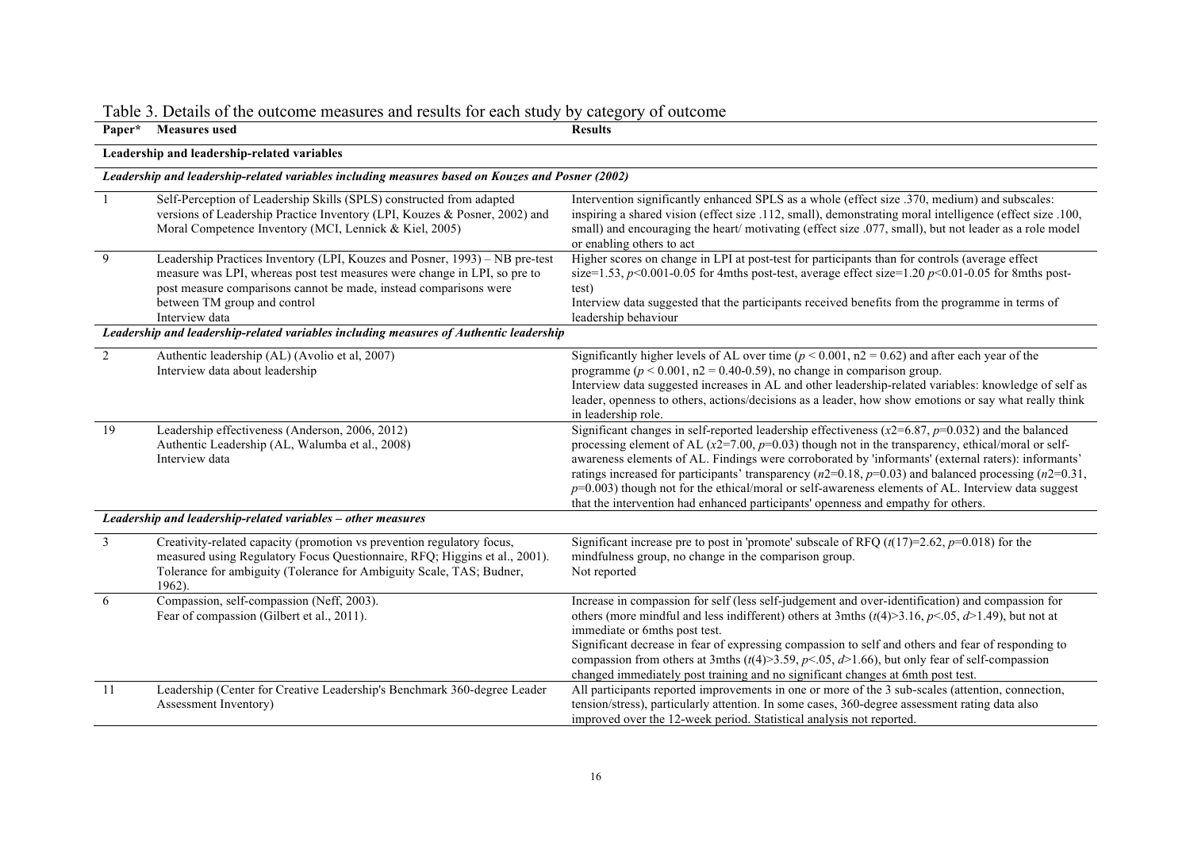Table 3. Details of the outcome measures and results for each study by category of outcome

| Paper* | Measures used | Results |
|---|---|---|
| **Leadership and leadership-related variables** | | |
| ***Leadership and leadership-related variables including measures based on Kouzes and Posner (2002)*** | | |
| 1 | Self-Perception of Leadership Skills (SPLS) constructed from adapted versions of Leadership Practice Inventory (LPI, Kouzes & Posner, 2002) and Moral Competence Inventory (MCI, Lennick & Kiel, 2005) | Intervention significantly enhanced SPLS as a whole (effect size .370, medium) and subscales: inspiring a shared vision (effect size .112, small), demonstrating moral intelligence (effect size .100, small) and encouraging the heart/ motivating (effect size .077, small), but not leader as a role model or enabling others to act |
| 9 | Leadership Practices Inventory (LPI, Kouzes and Posner, 1993) – NB pre-test measure was LPI, whereas post test measures were change in LPI, so pre to post measure comparisons cannot be made, instead comparisons were between TM group and control<br>Interview data | Higher scores on change in LPI at post-test for participants than for controls (average effect size=1.53, $p$<0.001-0.05 for 4mths post-test, average effect size=1.20 $p$<0.01-0.05 for 8mths post-test)<br>Interview data suggested that the participants received benefits from the programme in terms of leadership behaviour |
| ***Leadership and leadership-related variables including measures of Authentic leadership*** | | |
| 2 | Authentic leadership (AL) (Avolio et al, 2007)<br>Interview data about leadership | Significantly higher levels of AL over time ($p < 0.001$, n2 = 0.62) and after each year of the programme ($p < 0.001$, n2 = 0.40-0.59), no change in comparison group.<br>Interview data suggested increases in AL and other leadership-related variables: knowledge of self as leader, openness to others, actions/decisions as a leader, how show emotions or say what really think in leadership role. |
| 19 | Leadership effectiveness (Anderson, 2006, 2012)<br>Authentic Leadership (AL, Walumba et al., 2008)<br>Interview data | Significant changes in self-reported leadership effectiveness ($x2$=6.87, $p$=0.032) and the balanced processing element of AL ($x2$=7.00, $p$=0.03) though not in the transparency, ethical/moral or self-awareness elements of AL. Findings were corroborated by 'informants' (external raters): informants' ratings increased for participants' transparency ($n2$=0.18, $p$=0.03) and balanced processing ($n2$=0.31, $p$=0.003) though not for the ethical/moral or self-awareness elements of AL. Interview data suggest that the intervention had enhanced participants' openness and empathy for others. |
| ***Leadership and leadership-related variables – other measures*** | | |
| 3 | Creativity-related capacity (promotion vs prevention regulatory focus, measured using Regulatory Focus Questionnaire, RFQ; Higgins et al., 2001).<br>Tolerance for ambiguity (Tolerance for Ambiguity Scale, TAS; Budner, 1962). | Significant increase pre to post in 'promote' subscale of RFQ ($t(17)$=2.62, $p$=0.018) for the mindfulness group, no change in the comparison group.<br>Not reported |
| 6 | Compassion, self-compassion (Neff, 2003).<br>Fear of compassion (Gilbert et al., 2011). | Increase in compassion for self (less self-judgement and over-identification) and compassion for others (more mindful and less indifferent) others at 3mths ($t(4)$>3.16, $p$<.05, $d$>1.49), but not at immediate or 6mths post test.<br>Significant decrease in fear of expressing compassion to self and others and fear of responding to compassion from others at 3mths ($t(4)$>3.59, $p$<.05, $d$>1.66), but only fear of self-compassion changed immediately post training and no significant changes at 6mth post test. |
| 11 | Leadership (Center for Creative Leadership's Benchmark 360-degree Leader Assessment Inventory) | All participants reported improvements in one or more of the 3 sub-scales (attention, connection, tension/stress), particularly attention. In some cases, 360-degree assessment rating data also improved over the 12-week period. Statistical analysis not reported. |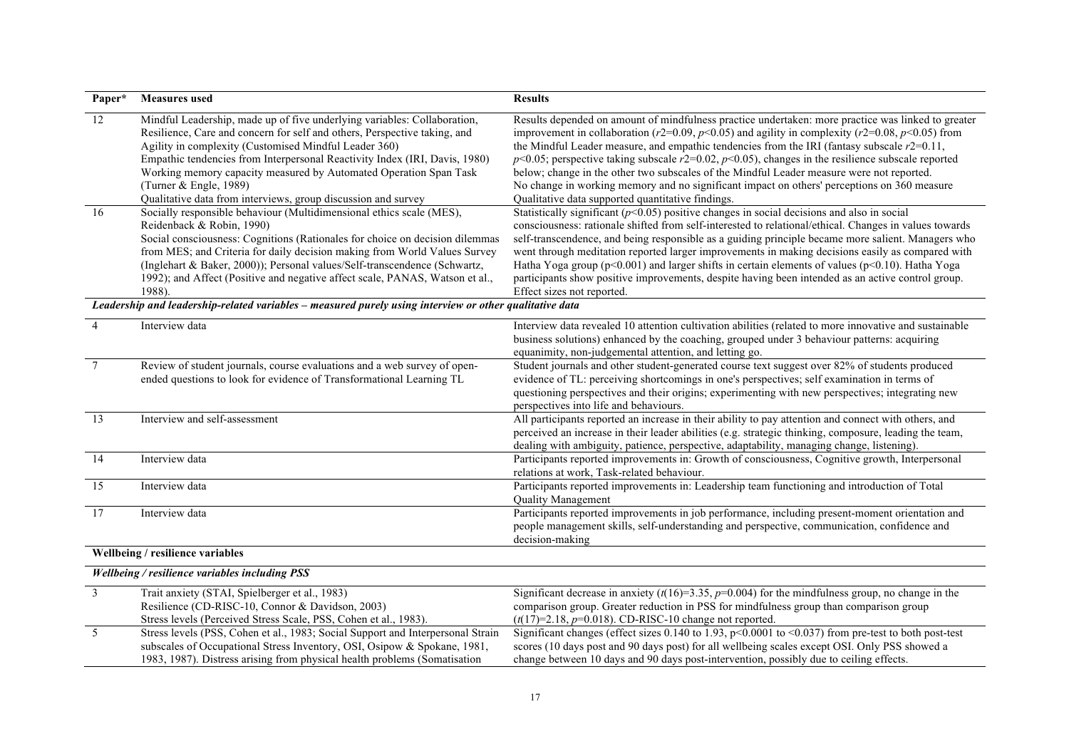| Paper* | Measures used | Results |
|---|---|---|
| 12 | Mindful Leadership, made up of five underlying variables: Collaboration, Resilience, Care and concern for self and others, Perspective taking, and Agility in complexity (Customised Mindful Leader 360)<br>Empathic tendencies from Interpersonal Reactivity Index (IRI, Davis, 1980)<br>Working memory capacity measured by Automated Operation Span Task (Turner & Engle, 1989)<br>Qualitative data from interviews, group discussion and survey | Results depended on amount of mindfulness practice undertaken: more practice was linked to greater improvement in collaboration ($r2$=0.09, $p$<0.05) and agility in complexity ($r2$=0.08, $p$<0.05) from the Mindful Leader measure, and empathic tendencies from the IRI (fantasy subscale $r2$=0.11, $p$<0.05; perspective taking subscale $r2$=0.02, $p$<0.05), changes in the resilience subscale reported below; change in the other two subscales of the Mindful Leader measure were not reported.<br>No change in working memory and no significant impact on others' perceptions on 360 measure<br>Qualitative data supported quantitative findings. |
| 16 | Socially responsible behaviour (Multidimensional ethics scale (MES), Reidenback & Robin, 1990)<br>Social consciousness: Cognitions (Rationales for choice on decision dilemmas from MES; and Criteria for daily decision making from World Values Survey (Inglehart & Baker, 2000)); Personal values/Self-transcendence (Schwartz, 1992); and Affect (Positive and negative affect scale, PANAS, Watson et al., 1988). | Statistically significant ($p$<0.05) positive changes in social decisions and also in social consciousness: rationale shifted from self-interested to relational/ethical. Changes in values towards self-transcendence, and being responsible as a guiding principle became more salient. Managers who went through meditation reported larger improvements in making decisions easily as compared with Hatha Yoga group (p<0.001) and larger shifts in certain elements of values (p<0.10). Hatha Yoga participants show positive improvements, despite having been intended as an active control group. Effect sizes not reported. |
| ***Leadership and leadership-related variables – measured purely using interview or other qualitative data*** | | |
| 4 | Interview data | Interview data revealed 10 attention cultivation abilities (related to more innovative and sustainable business solutions) enhanced by the coaching, grouped under 3 behaviour patterns: acquiring equanimity, non-judgemental attention, and letting go. |
| 7 | Review of student journals, course evaluations and a web survey of open-ended questions to look for evidence of Transformational Learning TL | Student journals and other student-generated course text suggest over 82% of students produced evidence of TL: perceiving shortcomings in one's perspectives; self examination in terms of questioning perspectives and their origins; experimenting with new perspectives; integrating new perspectives into life and behaviours. |
| 13 | Interview and self-assessment | All participants reported an increase in their ability to pay attention and connect with others, and perceived an increase in their leader abilities (e.g. strategic thinking, composure, leading the team, dealing with ambiguity, patience, perspective, adaptability, managing change, listening). |
| 14 | Interview data | Participants reported improvements in: Growth of consciousness, Cognitive growth, Interpersonal relations at work, Task-related behaviour. |
| 15 | Interview data | Participants reported improvements in: Leadership team functioning and introduction of Total Quality Management |
| 17 | Interview data | Participants reported improvements in job performance, including present-moment orientation and people management skills, self-understanding and perspective, communication, confidence and decision-making |
| **Wellbeing / resilience variables** | | |
| ***Wellbeing / resilience variables including PSS*** | | |
| 3 | Trait anxiety (STAI, Spielberger et al., 1983)<br>Resilience (CD-RISC-10, Connor & Davidson, 2003)<br>Stress levels (Perceived Stress Scale, PSS, Cohen et al., 1983). | Significant decrease in anxiety ($t(16)$=3.35, $p$=0.004) for the mindfulness group, no change in the comparison group. Greater reduction in PSS for mindfulness group than comparison group ($t(17)$=2.18, $p$=0.018). CD-RISC-10 change not reported. |
| 5 | Stress levels (PSS, Cohen et al., 1983; Social Support and Interpersonal Strain subscales of Occupational Stress Inventory, OSI, Osipow & Spokane, 1981, 1983, 1987). Distress arising from physical health problems (Somatisation | Significant changes (effect sizes 0.140 to 1.93, p<0.0001 to <0.037) from pre-test to both post-test scores (10 days post and 90 days post) for all wellbeing scales except OSI. Only PSS showed a change between 10 days and 90 days post-intervention, possibly due to ceiling effects. |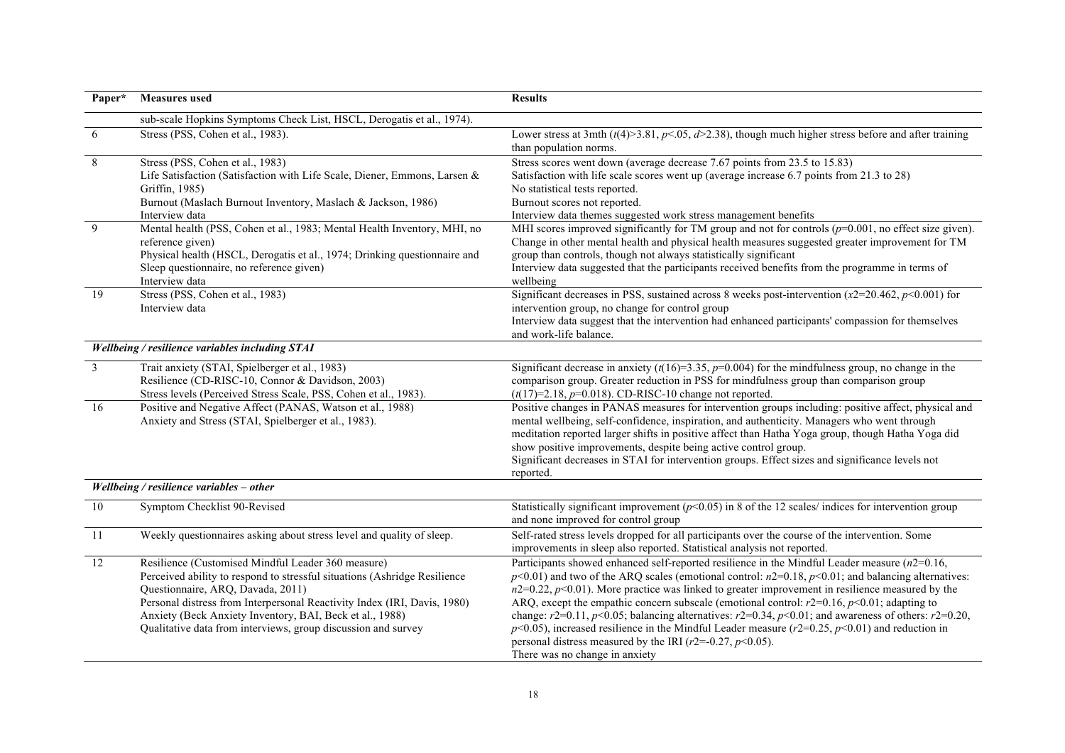| Paper* | Measures used | Results |
|---|---|---|
| | sub-scale Hopkins Symptoms Check List, HSCL, Derogatis et al., 1974). | |
| 6 | Stress (PSS, Cohen et al., 1983). | Lower stress at 3mth ($t(4)>3.81$, $p<.05$, $d>2.38$), though much higher stress before and after training than population norms. |
| 8 | Stress (PSS, Cohen et al., 1983)<br>Life Satisfaction (Satisfaction with Life Scale, Diener, Emmons, Larsen & Griffin, 1985)<br>Burnout (Maslach Burnout Inventory, Maslach & Jackson, 1986)<br>Interview data | Stress scores went down (average decrease 7.67 points from 23.5 to 15.83)<br>Satisfaction with life scale scores went up (average increase 6.7 points from 21.3 to 28)<br>No statistical tests reported.<br>Burnout scores not reported.<br>Interview data themes suggested work stress management benefits |
| 9 | Mental health (PSS, Cohen et al., 1983; Mental Health Inventory, MHI, no reference given)<br>Physical health (HSCL, Derogatis et al., 1974; Drinking questionnaire and Sleep questionnaire, no reference given)<br>Interview data | MHI scores improved significantly for TM group and not for controls ($p=0.001$, no effect size given). Change in other mental health and physical health measures suggested greater improvement for TM group than controls, though not always statistically significant<br>Interview data suggested that the participants received benefits from the programme in terms of wellbeing |
| 19 | Stress (PSS, Cohen et al., 1983)<br>Interview data | Significant decreases in PSS, sustained across 8 weeks post-intervention ($x2=20.462$, $p<0.001$) for intervention group, no change for control group<br>Interview data suggest that the intervention had enhanced participants' compassion for themselves and work-life balance. |
| ***Wellbeing / resilience variables including STAI*** | | |
| 3 | Trait anxiety (STAI, Spielberger et al., 1983)<br>Resilience (CD-RISC-10, Connor & Davidson, 2003)<br>Stress levels (Perceived Stress Scale, PSS, Cohen et al., 1983). | Significant decrease in anxiety ($t(16)=3.35$, $p=0.004$) for the mindfulness group, no change in the comparison group. Greater reduction in PSS for mindfulness group than comparison group ($t(17)=2.18$, $p=0.018$). CD-RISC-10 change not reported. |
| 16 | Positive and Negative Affect (PANAS, Watson et al., 1988)<br>Anxiety and Stress (STAI, Spielberger et al., 1983). | Positive changes in PANAS measures for intervention groups including: positive affect, physical and mental wellbeing, self-confidence, inspiration, and authenticity. Managers who went through meditation reported larger shifts in positive affect than Hatha Yoga group, though Hatha Yoga did show positive improvements, despite being active control group.<br>Significant decreases in STAI for intervention groups. Effect sizes and significance levels not reported. |
| ***Wellbeing / resilience variables – other*** | | |
| 10 | Symptom Checklist 90-Revised | Statistically significant improvement ($p<0.05$) in 8 of the 12 scales/ indices for intervention group and none improved for control group |
| 11 | Weekly questionnaires asking about stress level and quality of sleep. | Self-rated stress levels dropped for all participants over the course of the intervention. Some improvements in sleep also reported. Statistical analysis not reported. |
| 12 | Resilience (Customised Mindful Leader 360 measure)<br>Perceived ability to respond to stressful situations (Ashridge Resilience Questionnaire, ARQ, Davada, 2011)<br>Personal distress from Interpersonal Reactivity Index (IRI, Davis, 1980)<br>Anxiety (Beck Anxiety Inventory, BAI, Beck et al., 1988)<br>Qualitative data from interviews, group discussion and survey | Participants showed enhanced self-reported resilience in the Mindful Leader measure ($n2=0.16$, $p<0.01$) and two of the ARQ scales (emotional control: $n2=0.18$, $p<0.01$; and balancing alternatives: $n2=0.22$, $p<0.01$). More practice was linked to greater improvement in resilience measured by the ARQ, except the empathic concern subscale (emotional control: $r2=0.16$, $p<0.01$; adapting to change: $r2=0.11$, $p<0.05$; balancing alternatives: $r2=0.34$, $p<0.01$; and awareness of others: $r2=0.20$, $p<0.05$), increased resilience in the Mindful Leader measure ($r2=0.25$, $p<0.01$) and reduction in personal distress measured by the IRI ($r2=-0.27$, $p<0.05$).<br>There was no change in anxiety |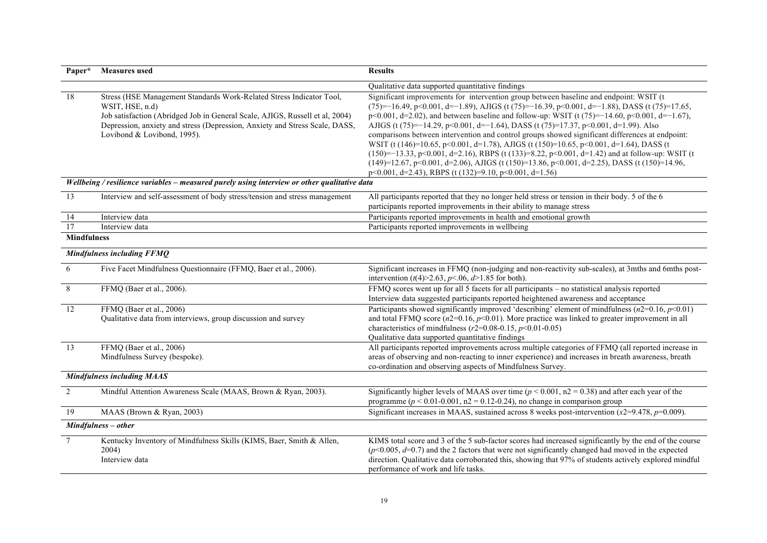| Paper* | Measures used | Results |
|---|---|---|
| | | Qualitative data supported quantitative findings |
| 18 | Stress (HSE Management Standards Work-Related Stress Indicator Tool, WSIT, HSE, n.d)<br>Job satisfaction (Abridged Job in General Scale, AJIGS, Russell et al, 2004)<br>Depression, anxiety and stress (Depression, Anxiety and Stress Scale, DASS, Lovibond & Lovibond, 1995). | Significant improvements for intervention group between baseline and endpoint: WSIT (t (75)=−16.49, $p<0.001$, d=−1.89), AJIGS (t (75)=−16.39, $p<0.001$, d=−1.88), DASS (t (75)=17.65, $p<0.001$, d=2.02), and between baseline and follow-up: WSIT (t (75)=−14.60, $p<0.001$, d=−1.67), AJIGS (t (75)=−14.29, $p<0.001$, d=−1.64), DASS (t (75)=17.37, $p<0.001$, d=1.99). Also comparisons between intervention and control groups showed significant differences at endpoint: WSIT (t (146)=10.65, $p<0.001$, d=1.78), AJIGS (t (150)=10.65, $p<0.001$, d=1.64), DASS (t (150)=−13.33, $p<0.001$, d=2.16), RBPS (t (133)=8.22, $p<0.001$, d=1.42) and at follow-up: WSIT (t (149)=12.67, $p<0.001$, d=2.06), AJIGS (t (150)=13.86, $p<0.001$, d=2.25), DASS (t (150)=14.96, $p<0.001$, d=2.43), RBPS (t (132)=9.10, $p<0.001$, d=1.56) |
| ***Wellbeing / resilience variables – measured purely using interview or other qualitative data*** | | |
| 13 | Interview and self-assessment of body stress/tension and stress management | All participants reported that they no longer held stress or tension in their body. 5 of the 6 participants reported improvements in their ability to manage stress |
| 14 | Interview data | Participants reported improvements in health and emotional growth |
| 17 | Interview data | Participants reported improvements in wellbeing |
| **Mindfulness** | | |
| ***Mindfulness including FFMQ*** | | |
| 6 | Five Facet Mindfulness Questionnaire (FFMQ, Baer et al., 2006). | Significant increases in FFMQ (non-judging and non-reactivity sub-scales), at 3mths and 6mths post-intervention ($t(4)>2.63$, $p<.06$, $d>1.85$ for both). |
| 8 | FFMQ (Baer et al., 2006). | FFMQ scores went up for all 5 facets for all participants – no statistical analysis reported<br>Interview data suggested participants reported heightened awareness and acceptance |
| 12 | FFMQ (Baer et al., 2006)<br>Qualitative data from interviews, group discussion and survey | Participants showed significantly improved 'describing' element of mindfulness ($n2=0.16$, $p<0.01$) and total FFMQ score ($n2=0.16$, $p<0.01$). More practice was linked to greater improvement in all characteristics of mindfulness ($r2=0.08$-$0.15$, $p<0.01$-$0.05$)<br>Qualitative data supported quantitative findings |
| 13 | FFMQ (Baer et al., 2006)<br>Mindfulness Survey (bespoke). | All participants reported improvements across multiple categories of FFMQ (all reported increase in areas of observing and non-reacting to inner experience) and increases in breath awareness, breath co-ordination and observing aspects of Mindfulness Survey. |
| ***Mindfulness including MAAS*** | | |
| 2 | Mindful Attention Awareness Scale (MAAS, Brown & Ryan, 2003). | Significantly higher levels of MAAS over time ($p < 0.001$, n2 = 0.38) and after each year of the programme ($p < 0.01$-$0.001$, n2 = 0.12-0.24), no change in comparison group |
| 19 | MAAS (Brown & Ryan, 2003) | Significant increases in MAAS, sustained across 8 weeks post-intervention ($x2=9.478$, $p=0.009$). |
| ***Mindfulness – other*** | | |
| 7 | Kentucky Inventory of Mindfulness Skills (KIMS, Baer, Smith & Allen, 2004)<br>Interview data | KIMS total score and 3 of the 5 sub-factor scores had increased significantly by the end of the course ($p<0.005$, $d=0.7$) and the 2 factors that were not significantly changed had moved in the expected direction. Qualitative data corroborated this, showing that 97% of students actively explored mindful performance of work and life tasks. |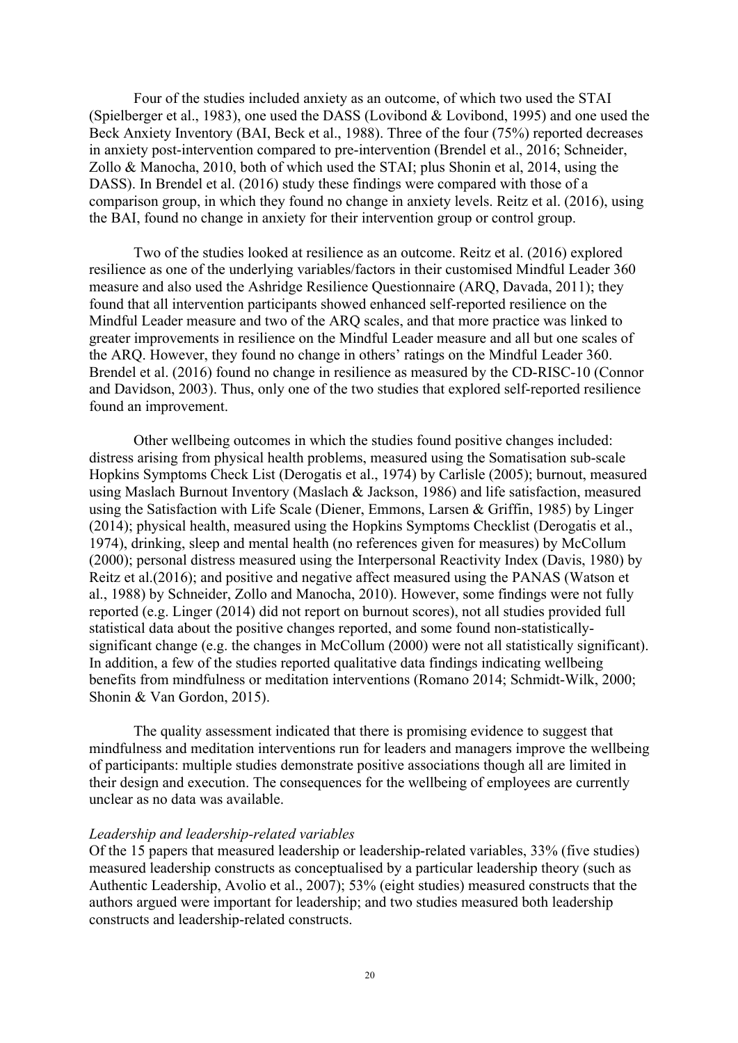Four of the studies included anxiety as an outcome, of which two used the STAI (Spielberger et al., 1983), one used the DASS (Lovibond & Lovibond, 1995) and one used the Beck Anxiety Inventory (BAI, Beck et al., 1988). Three of the four (75%) reported decreases in anxiety post-intervention compared to pre-intervention (Brendel et al., 2016; Schneider, Zollo & Manocha, 2010, both of which used the STAI; plus Shonin et al, 2014, using the DASS). In Brendel et al. (2016) study these findings were compared with those of a comparison group, in which they found no change in anxiety levels. Reitz et al. (2016), using the BAI, found no change in anxiety for their intervention group or control group.

Two of the studies looked at resilience as an outcome. Reitz et al. (2016) explored resilience as one of the underlying variables/factors in their customised Mindful Leader 360 measure and also used the Ashridge Resilience Questionnaire (ARQ, Davada, 2011); they found that all intervention participants showed enhanced self-reported resilience on the Mindful Leader measure and two of the ARQ scales, and that more practice was linked to greater improvements in resilience on the Mindful Leader measure and all but one scales of the ARQ. However, they found no change in others' ratings on the Mindful Leader 360. Brendel et al. (2016) found no change in resilience as measured by the CD-RISC-10 (Connor and Davidson, 2003). Thus, only one of the two studies that explored self-reported resilience found an improvement.

Other wellbeing outcomes in which the studies found positive changes included: distress arising from physical health problems, measured using the Somatisation sub-scale Hopkins Symptoms Check List (Derogatis et al., 1974) by Carlisle (2005); burnout, measured using Maslach Burnout Inventory (Maslach & Jackson, 1986) and life satisfaction, measured using the Satisfaction with Life Scale (Diener, Emmons, Larsen & Griffin, 1985) by Linger (2014); physical health, measured using the Hopkins Symptoms Checklist (Derogatis et al., 1974), drinking, sleep and mental health (no references given for measures) by McCollum (2000); personal distress measured using the Interpersonal Reactivity Index (Davis, 1980) by Reitz et al.(2016); and positive and negative affect measured using the PANAS (Watson et al., 1988) by Schneider, Zollo and Manocha, 2010). However, some findings were not fully reported (e.g. Linger (2014) did not report on burnout scores), not all studies provided full statistical data about the positive changes reported, and some found non-statistically-significant change (e.g. the changes in McCollum (2000) were not all statistically significant). In addition, a few of the studies reported qualitative data findings indicating wellbeing benefits from mindfulness or meditation interventions (Romano 2014; Schmidt-Wilk, 2000; Shonin & Van Gordon, 2015).

The quality assessment indicated that there is promising evidence to suggest that mindfulness and meditation interventions run for leaders and managers improve the wellbeing of participants: multiple studies demonstrate positive associations though all are limited in their design and execution. The consequences for the wellbeing of employees are currently unclear as no data was available.

*Leadership and leadership-related variables*

Of the 15 papers that measured leadership or leadership-related variables, 33% (five studies) measured leadership constructs as conceptualised by a particular leadership theory (such as Authentic Leadership, Avolio et al., 2007); 53% (eight studies) measured constructs that the authors argued were important for leadership; and two studies measured both leadership constructs and leadership-related constructs.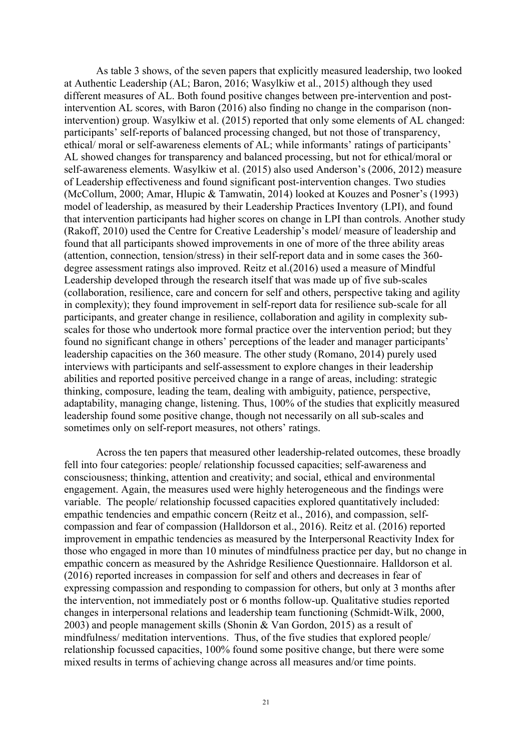As table 3 shows, of the seven papers that explicitly measured leadership, two looked at Authentic Leadership (AL; Baron, 2016; Wasylkiw et al., 2015) although they used different measures of AL. Both found positive changes between pre-intervention and post-intervention AL scores, with Baron (2016) also finding no change in the comparison (non-intervention) group. Wasylkiw et al. (2015) reported that only some elements of AL changed: participants' self-reports of balanced processing changed, but not those of transparency, ethical/ moral or self-awareness elements of AL; while informants' ratings of participants' AL showed changes for transparency and balanced processing, but not for ethical/moral or self-awareness elements. Wasylkiw et al. (2015) also used Anderson's (2006, 2012) measure of Leadership effectiveness and found significant post-intervention changes. Two studies (McCollum, 2000; Amar, Hlupic & Tamwatin, 2014) looked at Kouzes and Posner's (1993) model of leadership, as measured by their Leadership Practices Inventory (LPI), and found that intervention participants had higher scores on change in LPI than controls. Another study (Rakoff, 2010) used the Centre for Creative Leadership's model/ measure of leadership and found that all participants showed improvements in one of more of the three ability areas (attention, connection, tension/stress) in their self-report data and in some cases the 360-degree assessment ratings also improved. Reitz et al.(2016) used a measure of Mindful Leadership developed through the research itself that was made up of five sub-scales (collaboration, resilience, care and concern for self and others, perspective taking and agility in complexity); they found improvement in self-report data for resilience sub-scale for all participants, and greater change in resilience, collaboration and agility in complexity sub-scales for those who undertook more formal practice over the intervention period; but they found no significant change in others' perceptions of the leader and manager participants' leadership capacities on the 360 measure. The other study (Romano, 2014) purely used interviews with participants and self-assessment to explore changes in their leadership abilities and reported positive perceived change in a range of areas, including: strategic thinking, composure, leading the team, dealing with ambiguity, patience, perspective, adaptability, managing change, listening. Thus, 100% of the studies that explicitly measured leadership found some positive change, though not necessarily on all sub-scales and sometimes only on self-report measures, not others' ratings.

Across the ten papers that measured other leadership-related outcomes, these broadly fell into four categories: people/ relationship focussed capacities; self-awareness and consciousness; thinking, attention and creativity; and social, ethical and environmental engagement. Again, the measures used were highly heterogeneous and the findings were variable. The people/ relationship focussed capacities explored quantitatively included: empathic tendencies and empathic concern (Reitz et al., 2016), and compassion, self-compassion and fear of compassion (Halldorson et al., 2016). Reitz et al. (2016) reported improvement in empathic tendencies as measured by the Interpersonal Reactivity Index for those who engaged in more than 10 minutes of mindfulness practice per day, but no change in empathic concern as measured by the Ashridge Resilience Questionnaire. Halldorson et al. (2016) reported increases in compassion for self and others and decreases in fear of expressing compassion and responding to compassion for others, but only at 3 months after the intervention, not immediately post or 6 months follow-up. Qualitative studies reported changes in interpersonal relations and leadership team functioning (Schmidt-Wilk, 2000, 2003) and people management skills (Shonin & Van Gordon, 2015) as a result of mindfulness/ meditation interventions. Thus, of the five studies that explored people/ relationship focussed capacities, 100% found some positive change, but there were some mixed results in terms of achieving change across all measures and/or time points.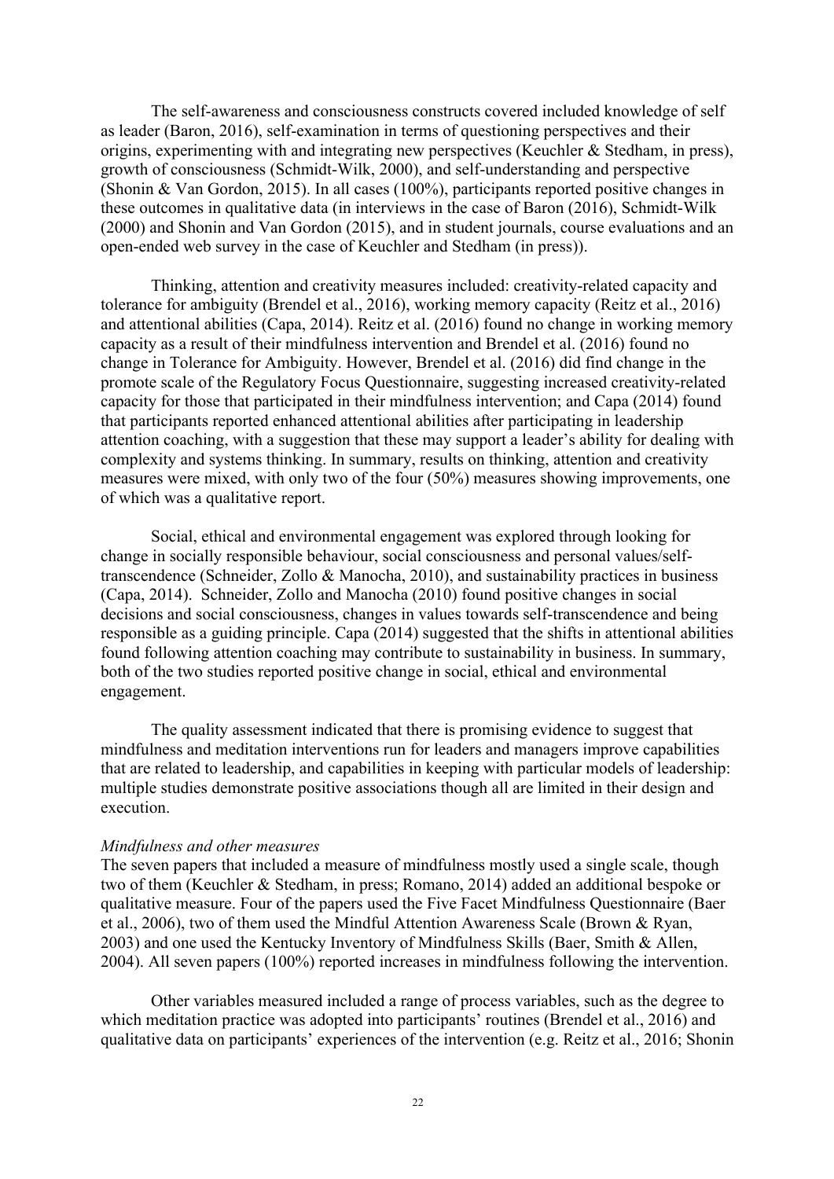The self-awareness and consciousness constructs covered included knowledge of self as leader (Baron, 2016), self-examination in terms of questioning perspectives and their origins, experimenting with and integrating new perspectives (Keuchler & Stedham, in press), growth of consciousness (Schmidt-Wilk, 2000), and self-understanding and perspective (Shonin & Van Gordon, 2015). In all cases (100%), participants reported positive changes in these outcomes in qualitative data (in interviews in the case of Baron (2016), Schmidt-Wilk (2000) and Shonin and Van Gordon (2015), and in student journals, course evaluations and an open-ended web survey in the case of Keuchler and Stedham (in press)).

Thinking, attention and creativity measures included: creativity-related capacity and tolerance for ambiguity (Brendel et al., 2016), working memory capacity (Reitz et al., 2016) and attentional abilities (Capa, 2014). Reitz et al. (2016) found no change in working memory capacity as a result of their mindfulness intervention and Brendel et al. (2016) found no change in Tolerance for Ambiguity. However, Brendel et al. (2016) did find change in the promote scale of the Regulatory Focus Questionnaire, suggesting increased creativity-related capacity for those that participated in their mindfulness intervention; and Capa (2014) found that participants reported enhanced attentional abilities after participating in leadership attention coaching, with a suggestion that these may support a leader's ability for dealing with complexity and systems thinking. In summary, results on thinking, attention and creativity measures were mixed, with only two of the four (50%) measures showing improvements, one of which was a qualitative report.

Social, ethical and environmental engagement was explored through looking for change in socially responsible behaviour, social consciousness and personal values/self-transcendence (Schneider, Zollo & Manocha, 2010), and sustainability practices in business (Capa, 2014). Schneider, Zollo and Manocha (2010) found positive changes in social decisions and social consciousness, changes in values towards self-transcendence and being responsible as a guiding principle. Capa (2014) suggested that the shifts in attentional abilities found following attention coaching may contribute to sustainability in business. In summary, both of the two studies reported positive change in social, ethical and environmental engagement.

The quality assessment indicated that there is promising evidence to suggest that mindfulness and meditation interventions run for leaders and managers improve capabilities that are related to leadership, and capabilities in keeping with particular models of leadership: multiple studies demonstrate positive associations though all are limited in their design and execution.

*Mindfulness and other measures*

The seven papers that included a measure of mindfulness mostly used a single scale, though two of them (Keuchler & Stedham, in press; Romano, 2014) added an additional bespoke or qualitative measure. Four of the papers used the Five Facet Mindfulness Questionnaire (Baer et al., 2006), two of them used the Mindful Attention Awareness Scale (Brown & Ryan, 2003) and one used the Kentucky Inventory of Mindfulness Skills (Baer, Smith & Allen, 2004). All seven papers (100%) reported increases in mindfulness following the intervention.

Other variables measured included a range of process variables, such as the degree to which meditation practice was adopted into participants' routines (Brendel et al., 2016) and qualitative data on participants' experiences of the intervention (e.g. Reitz et al., 2016; Shonin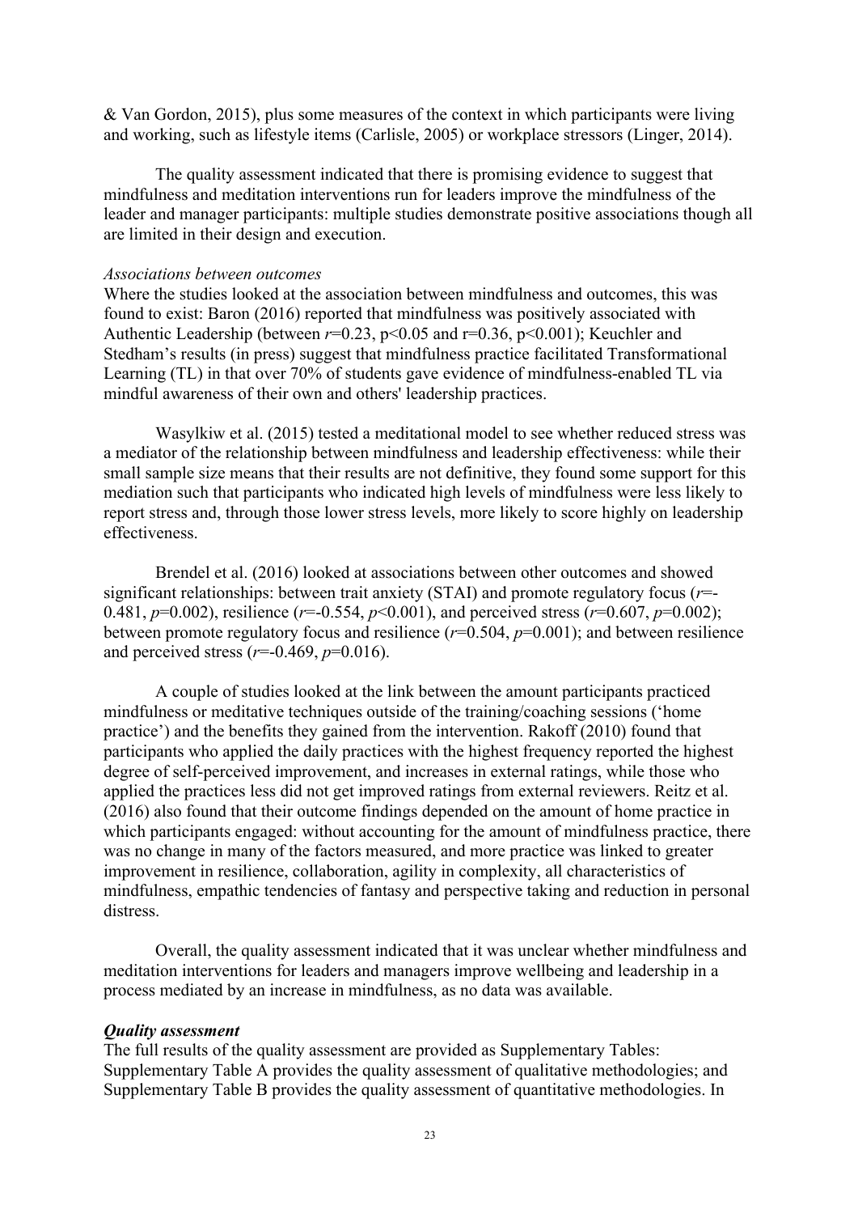& Van Gordon, 2015), plus some measures of the context in which participants were living and working, such as lifestyle items (Carlisle, 2005) or workplace stressors (Linger, 2014).

The quality assessment indicated that there is promising evidence to suggest that mindfulness and meditation interventions run for leaders improve the mindfulness of the leader and manager participants: multiple studies demonstrate positive associations though all are limited in their design and execution.

*Associations between outcomes*

Where the studies looked at the association between mindfulness and outcomes, this was found to exist: Baron (2016) reported that mindfulness was positively associated with Authentic Leadership (between $r=0.23$, $p<0.05$ and $r=0.36$, $p<0.001$); Keuchler and Stedham's results (in press) suggest that mindfulness practice facilitated Transformational Learning (TL) in that over 70% of students gave evidence of mindfulness-enabled TL via mindful awareness of their own and others' leadership practices.

Wasylkiw et al. (2015) tested a meditational model to see whether reduced stress was a mediator of the relationship between mindfulness and leadership effectiveness: while their small sample size means that their results are not definitive, they found some support for this mediation such that participants who indicated high levels of mindfulness were less likely to report stress and, through those lower stress levels, more likely to score highly on leadership effectiveness.

Brendel et al. (2016) looked at associations between other outcomes and showed significant relationships: between trait anxiety (STAI) and promote regulatory focus ($r=-0.481$, $p=0.002$), resilience ($r=-0.554$, $p<0.001$), and perceived stress ($r=0.607$, $p=0.002$); between promote regulatory focus and resilience ($r=0.504$, $p=0.001$); and between resilience and perceived stress ($r=-0.469$, $p=0.016$).

A couple of studies looked at the link between the amount participants practiced mindfulness or meditative techniques outside of the training/coaching sessions ('home practice') and the benefits they gained from the intervention. Rakoff (2010) found that participants who applied the daily practices with the highest frequency reported the highest degree of self-perceived improvement, and increases in external ratings, while those who applied the practices less did not get improved ratings from external reviewers. Reitz et al. (2016) also found that their outcome findings depended on the amount of home practice in which participants engaged: without accounting for the amount of mindfulness practice, there was no change in many of the factors measured, and more practice was linked to greater improvement in resilience, collaboration, agility in complexity, all characteristics of mindfulness, empathic tendencies of fantasy and perspective taking and reduction in personal distress.

Overall, the quality assessment indicated that it was unclear whether mindfulness and meditation interventions for leaders and managers improve wellbeing and leadership in a process mediated by an increase in mindfulness, as no data was available.

***Quality assessment***

The full results of the quality assessment are provided as Supplementary Tables: Supplementary Table A provides the quality assessment of qualitative methodologies; and Supplementary Table B provides the quality assessment of quantitative methodologies. In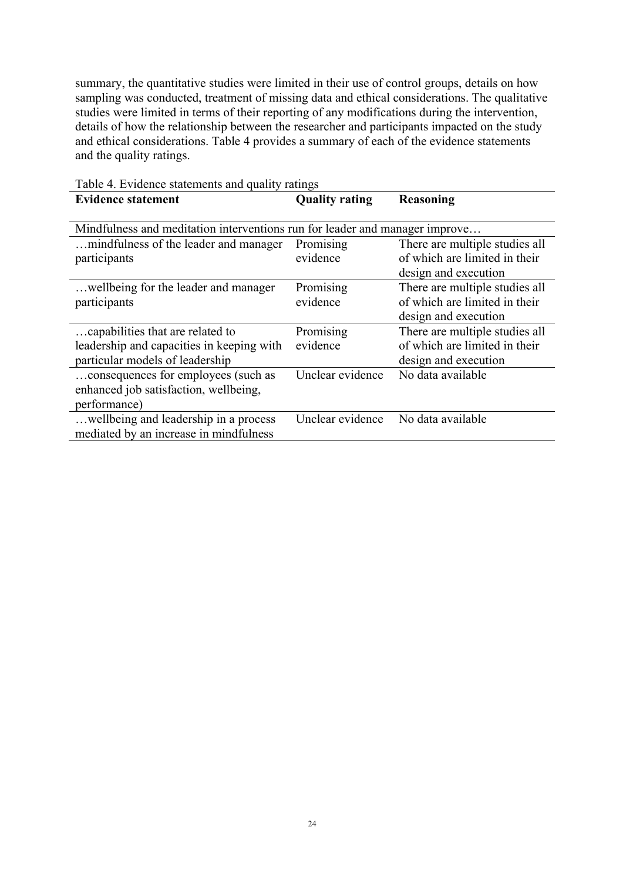summary, the quantitative studies were limited in their use of control groups, details on how sampling was conducted, treatment of missing data and ethical considerations. The qualitative studies were limited in terms of their reporting of any modifications during the intervention, details of how the relationship between the researcher and participants impacted on the study and ethical considerations. Table 4 provides a summary of each of the evidence statements and the quality ratings.

Table 4. Evidence statements and quality ratings

| **Evidence statement** | **Quality rating** | **Reasoning** |
|---|---|---|
| Mindfulness and meditation interventions run for leader and manager improve… | | |
| …mindfulness of the leader and manager participants | Promising evidence | There are multiple studies all of which are limited in their design and execution |
| …wellbeing for the leader and manager participants | Promising evidence | There are multiple studies all of which are limited in their design and execution |
| …capabilities that are related to leadership and capacities in keeping with particular models of leadership | Promising evidence | There are multiple studies all of which are limited in their design and execution |
| …consequences for employees (such as enhanced job satisfaction, wellbeing, performance) | Unclear evidence | No data available |
| …wellbeing and leadership in a process mediated by an increase in mindfulness | Unclear evidence | No data available |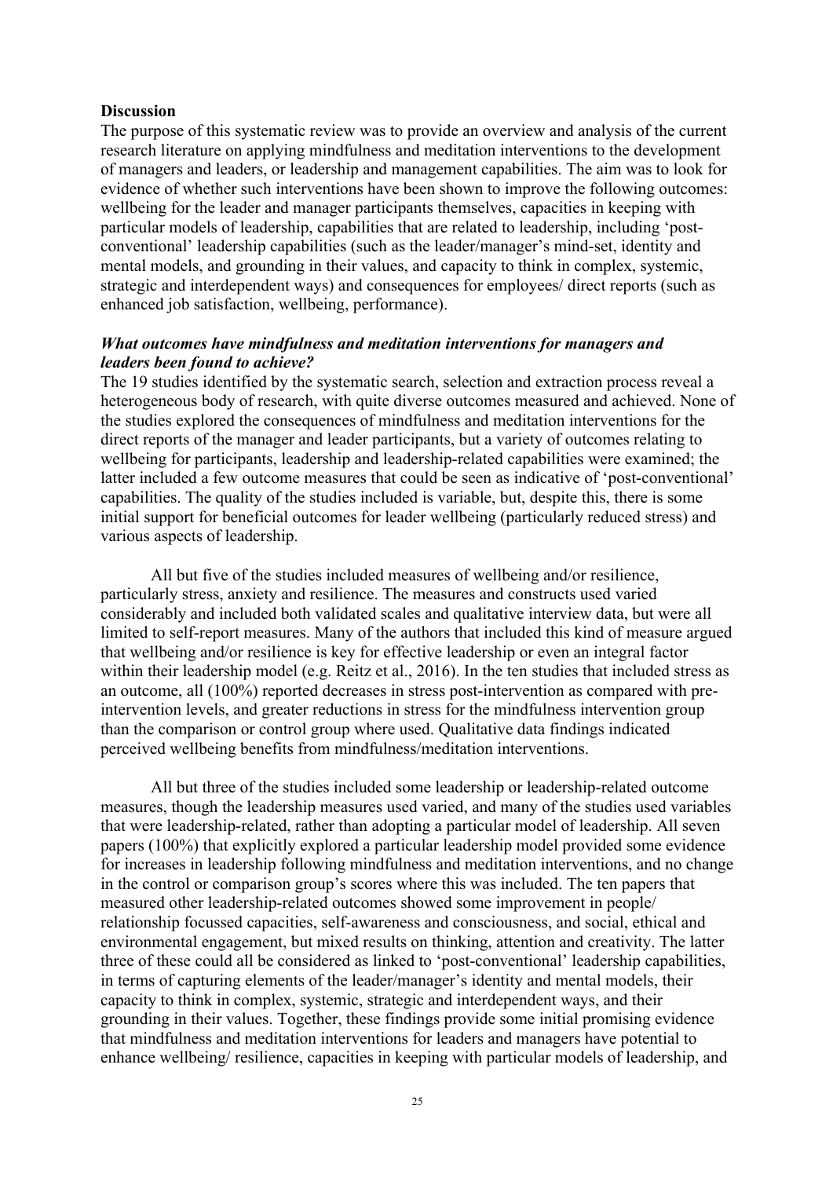## Discussion

The purpose of this systematic review was to provide an overview and analysis of the current research literature on applying mindfulness and meditation interventions to the development of managers and leaders, or leadership and management capabilities. The aim was to look for evidence of whether such interventions have been shown to improve the following outcomes: wellbeing for the leader and manager participants themselves, capacities in keeping with particular models of leadership, capabilities that are related to leadership, including 'post-conventional' leadership capabilities (such as the leader/manager's mind-set, identity and mental models, and grounding in their values, and capacity to think in complex, systemic, strategic and interdependent ways) and consequences for employees/ direct reports (such as enhanced job satisfaction, wellbeing, performance).

### *What outcomes have mindfulness and meditation interventions for managers and leaders been found to achieve?*

The 19 studies identified by the systematic search, selection and extraction process reveal a heterogeneous body of research, with quite diverse outcomes measured and achieved. None of the studies explored the consequences of mindfulness and meditation interventions for the direct reports of the manager and leader participants, but a variety of outcomes relating to wellbeing for participants, leadership and leadership-related capabilities were examined; the latter included a few outcome measures that could be seen as indicative of 'post-conventional' capabilities. The quality of the studies included is variable, but, despite this, there is some initial support for beneficial outcomes for leader wellbeing (particularly reduced stress) and various aspects of leadership.

All but five of the studies included measures of wellbeing and/or resilience, particularly stress, anxiety and resilience. The measures and constructs used varied considerably and included both validated scales and qualitative interview data, but were all limited to self-report measures. Many of the authors that included this kind of measure argued that wellbeing and/or resilience is key for effective leadership or even an integral factor within their leadership model (e.g. Reitz et al., 2016). In the ten studies that included stress as an outcome, all (100%) reported decreases in stress post-intervention as compared with pre-intervention levels, and greater reductions in stress for the mindfulness intervention group than the comparison or control group where used. Qualitative data findings indicated perceived wellbeing benefits from mindfulness/meditation interventions.

All but three of the studies included some leadership or leadership-related outcome measures, though the leadership measures used varied, and many of the studies used variables that were leadership-related, rather than adopting a particular model of leadership. All seven papers (100%) that explicitly explored a particular leadership model provided some evidence for increases in leadership following mindfulness and meditation interventions, and no change in the control or comparison group's scores where this was included. The ten papers that measured other leadership-related outcomes showed some improvement in people/ relationship focussed capacities, self-awareness and consciousness, and social, ethical and environmental engagement, but mixed results on thinking, attention and creativity. The latter three of these could all be considered as linked to 'post-conventional' leadership capabilities, in terms of capturing elements of the leader/manager's identity and mental models, their capacity to think in complex, systemic, strategic and interdependent ways, and their grounding in their values. Together, these findings provide some initial promising evidence that mindfulness and meditation interventions for leaders and managers have potential to enhance wellbeing/ resilience, capacities in keeping with particular models of leadership, and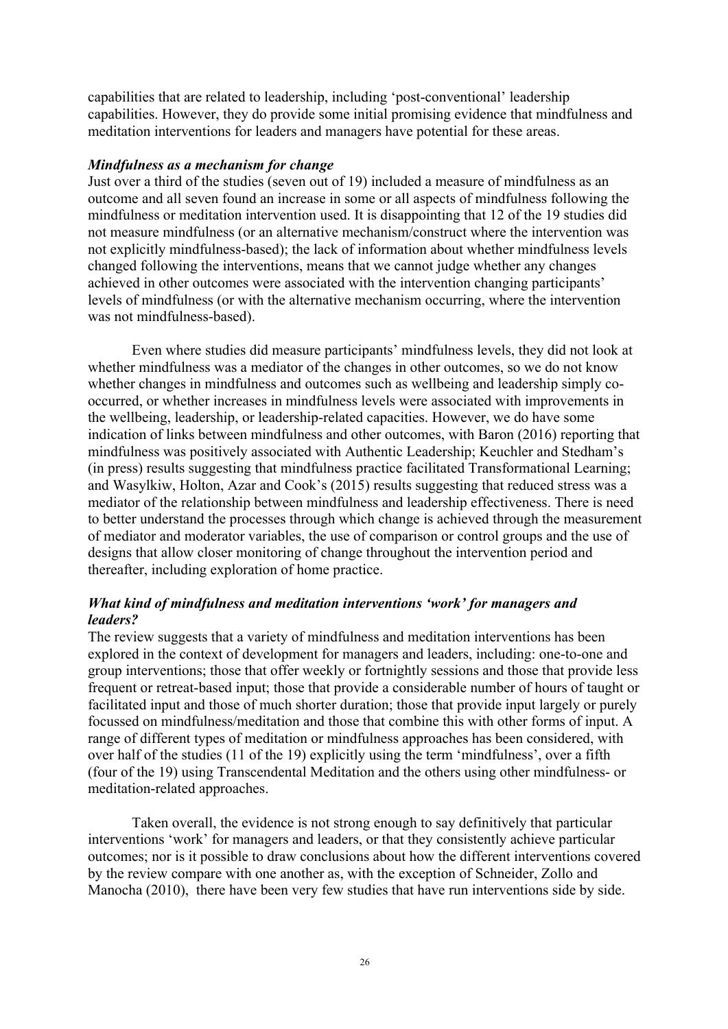capabilities that are related to leadership, including 'post-conventional' leadership capabilities. However, they do provide some initial promising evidence that mindfulness and meditation interventions for leaders and managers have potential for these areas.

### *Mindfulness as a mechanism for change*

Just over a third of the studies (seven out of 19) included a measure of mindfulness as an outcome and all seven found an increase in some or all aspects of mindfulness following the mindfulness or meditation intervention used. It is disappointing that 12 of the 19 studies did not measure mindfulness (or an alternative mechanism/construct where the intervention was not explicitly mindfulness-based); the lack of information about whether mindfulness levels changed following the interventions, means that we cannot judge whether any changes achieved in other outcomes were associated with the intervention changing participants' levels of mindfulness (or with the alternative mechanism occurring, where the intervention was not mindfulness-based).

Even where studies did measure participants' mindfulness levels, they did not look at whether mindfulness was a mediator of the changes in other outcomes, so we do not know whether changes in mindfulness and outcomes such as wellbeing and leadership simply co-occurred, or whether increases in mindfulness levels were associated with improvements in the wellbeing, leadership, or leadership-related capacities. However, we do have some indication of links between mindfulness and other outcomes, with Baron (2016) reporting that mindfulness was positively associated with Authentic Leadership; Keuchler and Stedham's (in press) results suggesting that mindfulness practice facilitated Transformational Learning; and Wasylkiw, Holton, Azar and Cook's (2015) results suggesting that reduced stress was a mediator of the relationship between mindfulness and leadership effectiveness. There is need to better understand the processes through which change is achieved through the measurement of mediator and moderator variables, the use of comparison or control groups and the use of designs that allow closer monitoring of change throughout the intervention period and thereafter, including exploration of home practice.

### *What kind of mindfulness and meditation interventions 'work' for managers and leaders?*

The review suggests that a variety of mindfulness and meditation interventions has been explored in the context of development for managers and leaders, including: one-to-one and group interventions; those that offer weekly or fortnightly sessions and those that provide less frequent or retreat-based input; those that provide a considerable number of hours of taught or facilitated input and those of much shorter duration; those that provide input largely or purely focussed on mindfulness/meditation and those that combine this with other forms of input. A range of different types of meditation or mindfulness approaches has been considered, with over half of the studies (11 of the 19) explicitly using the term 'mindfulness', over a fifth (four of the 19) using Transcendental Meditation and the others using other mindfulness- or meditation-related approaches.

Taken overall, the evidence is not strong enough to say definitively that particular interventions 'work' for managers and leaders, or that they consistently achieve particular outcomes; nor is it possible to draw conclusions about how the different interventions covered by the review compare with one another as, with the exception of Schneider, Zollo and Manocha (2010), there have been very few studies that have run interventions side by side.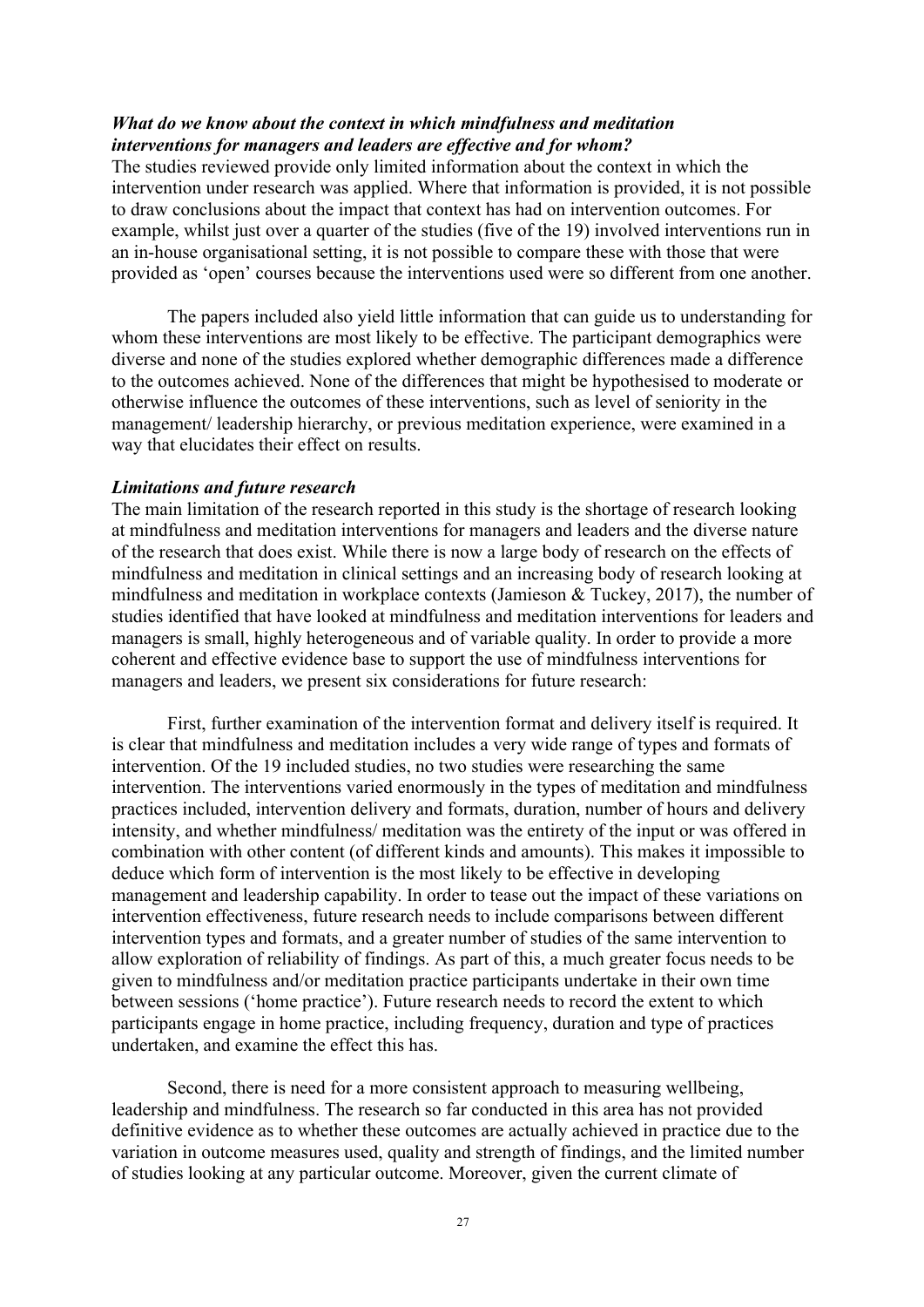### *What do we know about the context in which mindfulness and meditation interventions for managers and leaders are effective and for whom?*

The studies reviewed provide only limited information about the context in which the intervention under research was applied. Where that information is provided, it is not possible to draw conclusions about the impact that context has had on intervention outcomes. For example, whilst just over a quarter of the studies (five of the 19) involved interventions run in an in-house organisational setting, it is not possible to compare these with those that were provided as 'open' courses because the interventions used were so different from one another.

The papers included also yield little information that can guide us to understanding for whom these interventions are most likely to be effective. The participant demographics were diverse and none of the studies explored whether demographic differences made a difference to the outcomes achieved. None of the differences that might be hypothesised to moderate or otherwise influence the outcomes of these interventions, such as level of seniority in the management/ leadership hierarchy, or previous meditation experience, were examined in a way that elucidates their effect on results.

### *Limitations and future research*

The main limitation of the research reported in this study is the shortage of research looking at mindfulness and meditation interventions for managers and leaders and the diverse nature of the research that does exist. While there is now a large body of research on the effects of mindfulness and meditation in clinical settings and an increasing body of research looking at mindfulness and meditation in workplace contexts (Jamieson & Tuckey, 2017), the number of studies identified that have looked at mindfulness and meditation interventions for leaders and managers is small, highly heterogeneous and of variable quality. In order to provide a more coherent and effective evidence base to support the use of mindfulness interventions for managers and leaders, we present six considerations for future research:

First, further examination of the intervention format and delivery itself is required. It is clear that mindfulness and meditation includes a very wide range of types and formats of intervention. Of the 19 included studies, no two studies were researching the same intervention. The interventions varied enormously in the types of meditation and mindfulness practices included, intervention delivery and formats, duration, number of hours and delivery intensity, and whether mindfulness/ meditation was the entirety of the input or was offered in combination with other content (of different kinds and amounts). This makes it impossible to deduce which form of intervention is the most likely to be effective in developing management and leadership capability. In order to tease out the impact of these variations on intervention effectiveness, future research needs to include comparisons between different intervention types and formats, and a greater number of studies of the same intervention to allow exploration of reliability of findings. As part of this, a much greater focus needs to be given to mindfulness and/or meditation practice participants undertake in their own time between sessions ('home practice'). Future research needs to record the extent to which participants engage in home practice, including frequency, duration and type of practices undertaken, and examine the effect this has.

Second, there is need for a more consistent approach to measuring wellbeing, leadership and mindfulness. The research so far conducted in this area has not provided definitive evidence as to whether these outcomes are actually achieved in practice due to the variation in outcome measures used, quality and strength of findings, and the limited number of studies looking at any particular outcome. Moreover, given the current climate of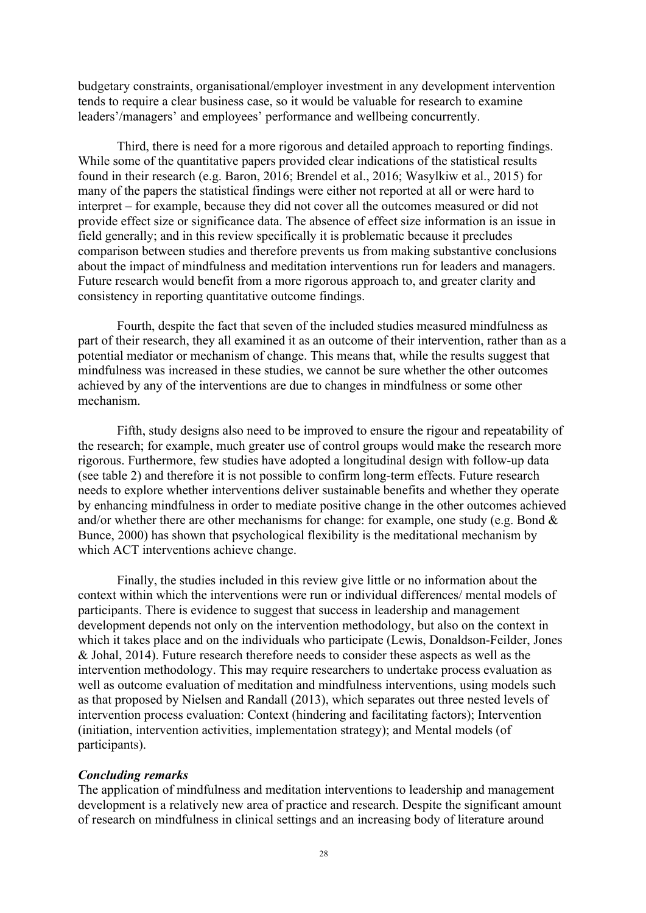budgetary constraints, organisational/employer investment in any development intervention tends to require a clear business case, so it would be valuable for research to examine leaders'/managers' and employees' performance and wellbeing concurrently.

Third, there is need for a more rigorous and detailed approach to reporting findings. While some of the quantitative papers provided clear indications of the statistical results found in their research (e.g. Baron, 2016; Brendel et al., 2016; Wasylkiw et al., 2015) for many of the papers the statistical findings were either not reported at all or were hard to interpret – for example, because they did not cover all the outcomes measured or did not provide effect size or significance data. The absence of effect size information is an issue in field generally; and in this review specifically it is problematic because it precludes comparison between studies and therefore prevents us from making substantive conclusions about the impact of mindfulness and meditation interventions run for leaders and managers. Future research would benefit from a more rigorous approach to, and greater clarity and consistency in reporting quantitative outcome findings.

Fourth, despite the fact that seven of the included studies measured mindfulness as part of their research, they all examined it as an outcome of their intervention, rather than as a potential mediator or mechanism of change. This means that, while the results suggest that mindfulness was increased in these studies, we cannot be sure whether the other outcomes achieved by any of the interventions are due to changes in mindfulness or some other mechanism.

Fifth, study designs also need to be improved to ensure the rigour and repeatability of the research; for example, much greater use of control groups would make the research more rigorous. Furthermore, few studies have adopted a longitudinal design with follow-up data (see table 2) and therefore it is not possible to confirm long-term effects. Future research needs to explore whether interventions deliver sustainable benefits and whether they operate by enhancing mindfulness in order to mediate positive change in the other outcomes achieved and/or whether there are other mechanisms for change: for example, one study (e.g. Bond & Bunce, 2000) has shown that psychological flexibility is the meditational mechanism by which ACT interventions achieve change.

Finally, the studies included in this review give little or no information about the context within which the interventions were run or individual differences/ mental models of participants. There is evidence to suggest that success in leadership and management development depends not only on the intervention methodology, but also on the context in which it takes place and on the individuals who participate (Lewis, Donaldson-Feilder, Jones & Johal, 2014). Future research therefore needs to consider these aspects as well as the intervention methodology. This may require researchers to undertake process evaluation as well as outcome evaluation of meditation and mindfulness interventions, using models such as that proposed by Nielsen and Randall (2013), which separates out three nested levels of intervention process evaluation: Context (hindering and facilitating factors); Intervention (initiation, intervention activities, implementation strategy); and Mental models (of participants).

### *Concluding remarks*

The application of mindfulness and meditation interventions to leadership and management development is a relatively new area of practice and research. Despite the significant amount of research on mindfulness in clinical settings and an increasing body of literature around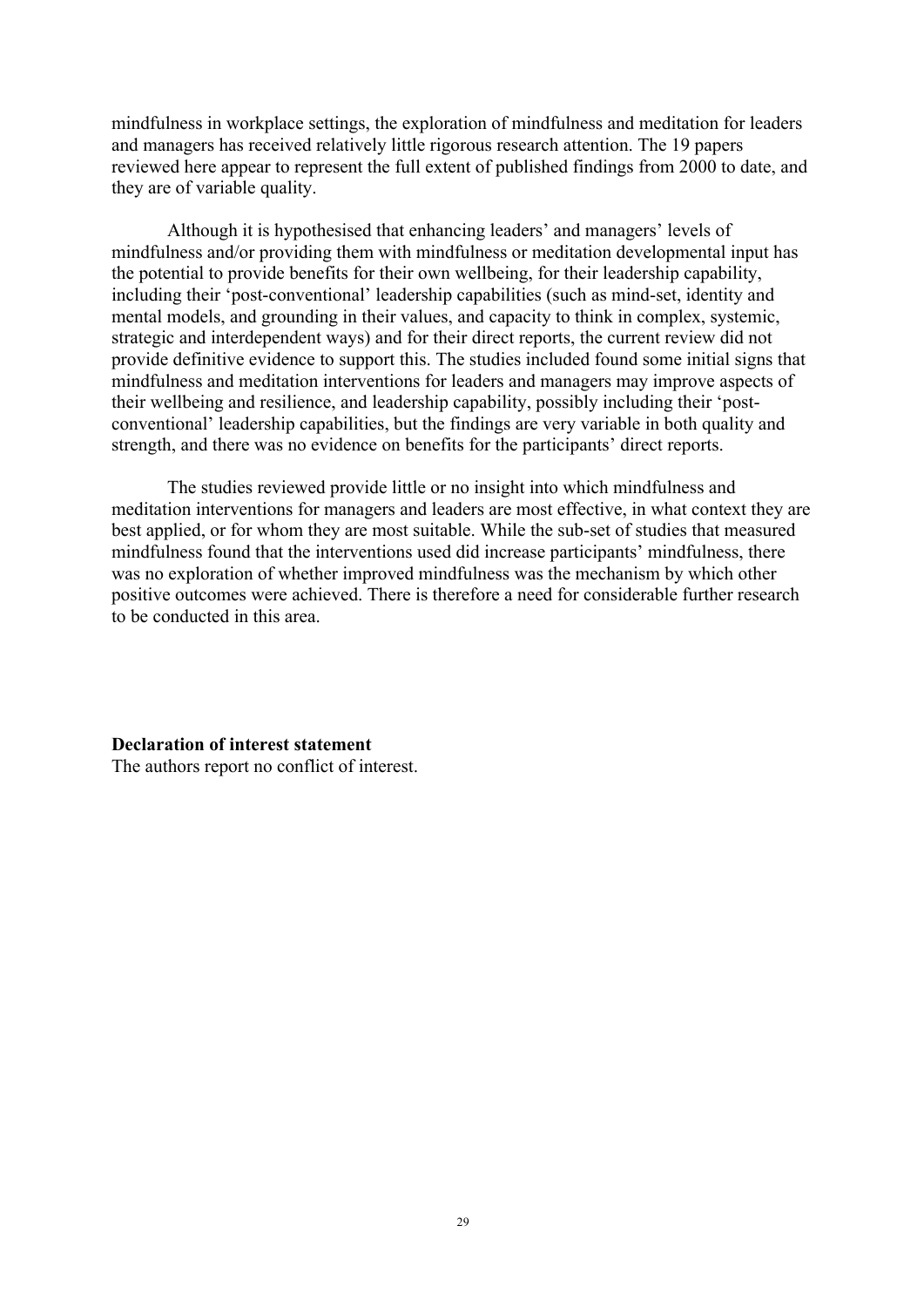mindfulness in workplace settings, the exploration of mindfulness and meditation for leaders and managers has received relatively little rigorous research attention. The 19 papers reviewed here appear to represent the full extent of published findings from 2000 to date, and they are of variable quality.

Although it is hypothesised that enhancing leaders' and managers' levels of mindfulness and/or providing them with mindfulness or meditation developmental input has the potential to provide benefits for their own wellbeing, for their leadership capability, including their 'post-conventional' leadership capabilities (such as mind-set, identity and mental models, and grounding in their values, and capacity to think in complex, systemic, strategic and interdependent ways) and for their direct reports, the current review did not provide definitive evidence to support this. The studies included found some initial signs that mindfulness and meditation interventions for leaders and managers may improve aspects of their wellbeing and resilience, and leadership capability, possibly including their 'post-conventional' leadership capabilities, but the findings are very variable in both quality and strength, and there was no evidence on benefits for the participants' direct reports.

The studies reviewed provide little or no insight into which mindfulness and meditation interventions for managers and leaders are most effective, in what context they are best applied, or for whom they are most suitable. While the sub-set of studies that measured mindfulness found that the interventions used did increase participants' mindfulness, there was no exploration of whether improved mindfulness was the mechanism by which other positive outcomes were achieved. There is therefore a need for considerable further research to be conducted in this area.

**Declaration of interest statement**

The authors report no conflict of interest.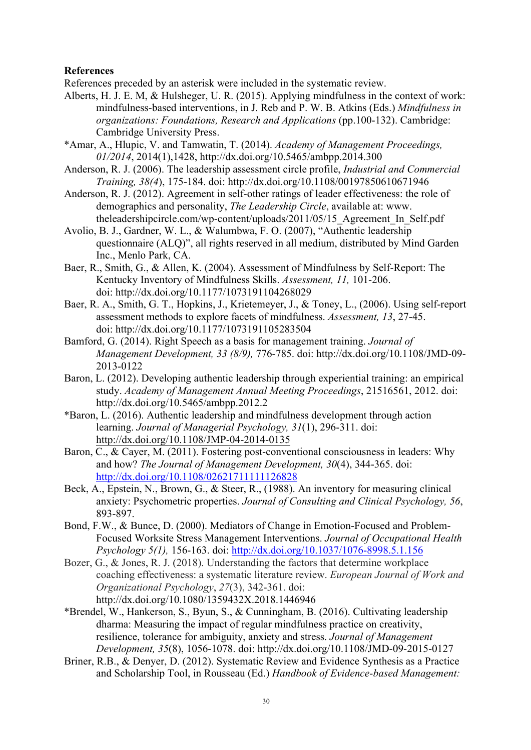**References**

References preceded by an asterisk were included in the systematic review.

Alberts, H. J. E. M, & Hulsheger, U. R. (2015). Applying mindfulness in the context of work: mindfulness-based interventions, in J. Reb and P. W. B. Atkins (Eds.) *Mindfulness in organizations: Foundations, Research and Applications* (pp.100-132). Cambridge: Cambridge University Press.

*Amar, A., Hlupic, V. and Tamwatin, T. (2014). *Academy of Management Proceedings, 01/2014*, 2014(1),1428, http://dx.doi.org/10.5465/ambpp.2014.300

Anderson, R. J. (2006). The leadership assessment circle profile, *Industrial and Commercial Training, 38(4*), 175-184. doi: http://dx.doi.org/10.1108/00197850610671946

Anderson, R. J. (2012). Agreement in self-other ratings of leader effectiveness: the role of demographics and personality, *The Leadership Circle*, available at: www. theleadershipcircle.com/wp-content/uploads/2011/05/15_Agreement_In_Self.pdf

Avolio, B. J., Gardner, W. L., & Walumbwa, F. O. (2007), "Authentic leadership questionnaire (ALQ)", all rights reserved in all medium, distributed by Mind Garden Inc., Menlo Park, CA.

Baer, R., Smith, G., & Allen, K. (2004). Assessment of Mindfulness by Self-Report: The Kentucky Inventory of Mindfulness Skills. *Assessment, 11,* 101-206. doi: http://dx.doi.org/10.1177/1073191104268029

Baer, R. A., Smith, G. T., Hopkins, J., Krietemeyer, J., & Toney, L., (2006). Using self-report assessment methods to explore facets of mindfulness. *Assessment, 13*, 27-45. doi: http://dx.doi.org/10.1177/1073191105283504

Bamford, G. (2014). Right Speech as a basis for management training. *Journal of Management Development, 33 (8/9),* 776-785. doi: http://dx.doi.org/10.1108/JMD-09-2013-0122

Baron, L. (2012). Developing authentic leadership through experiential training: an empirical study. *Academy of Management Annual Meeting Proceedings*, 21516561, 2012. doi: http://dx.doi.org/10.5465/ambpp.2012.2

*Baron, L. (2016). Authentic leadership and mindfulness development through action learning. *Journal of Managerial Psychology, 31*(1), 296-311. doi: http://dx.doi.org/10.1108/JMP-04-2014-0135

Baron, C., & Cayer, M. (2011). Fostering post-conventional consciousness in leaders: Why and how? *The Journal of Management Development, 30*(4), 344-365. doi: http://dx.doi.org/10.1108/02621711111126828

Beck, A., Epstein, N., Brown, G., & Steer, R., (1988). An inventory for measuring clinical anxiety: Psychometric properties. *Journal of Consulting and Clinical Psychology, 56*, 893-897.

Bond, F.W., & Bunce, D. (2000). Mediators of Change in Emotion-Focused and Problem-Focused Worksite Stress Management Interventions. *Journal of Occupational Health Psychology 5(1),* 156-163. doi: http://dx.doi.org/10.1037/1076-8998.5.1.156

Bozer, G., & Jones, R. J. (2018). Understanding the factors that determine workplace coaching effectiveness: a systematic literature review. *European Journal of Work and Organizational Psychology*, *27*(3), 342-361. doi: http://dx.doi.org/10.1080/1359432X.2018.1446946

*Brendel, W., Hankerson, S., Byun, S., & Cunningham, B. (2016). Cultivating leadership dharma: Measuring the impact of regular mindfulness practice on creativity, resilience, tolerance for ambiguity, anxiety and stress. *Journal of Management Development, 35*(8), 1056-1078. doi: http://dx.doi.org/10.1108/JMD-09-2015-0127

Briner, R.B., & Denyer, D. (2012). Systematic Review and Evidence Synthesis as a Practice and Scholarship Tool, in Rousseau (Ed.) *Handbook of Evidence-based Management:*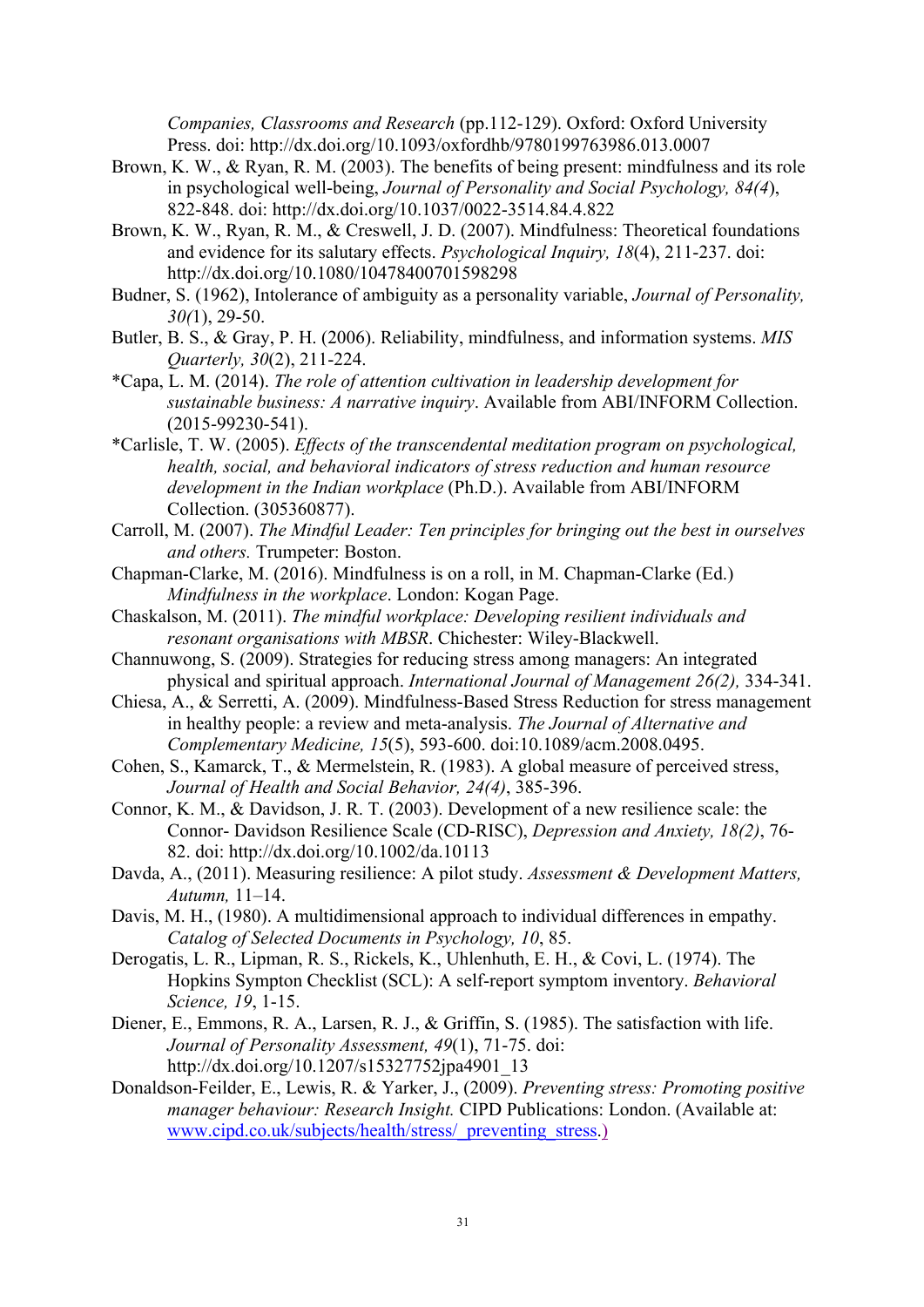*Companies, Classrooms and Research* (pp.112-129). Oxford: Oxford University Press. doi: http://dx.doi.org/10.1093/oxfordhb/9780199763986.013.0007

Brown, K. W., & Ryan, R. M. (2003). The benefits of being present: mindfulness and its role in psychological well-being, *Journal of Personality and Social Psychology, 84(4*), 822-848. doi: http://dx.doi.org/10.1037/0022-3514.84.4.822

Brown, K. W., Ryan, R. M., & Creswell, J. D. (2007). Mindfulness: Theoretical foundations and evidence for its salutary effects. *Psychological Inquiry, 18*(4), 211-237. doi: http://dx.doi.org/10.1080/10478400701598298

Budner, S. (1962), Intolerance of ambiguity as a personality variable, *Journal of Personality, 30(*1), 29-50.

Butler, B. S., & Gray, P. H. (2006). Reliability, mindfulness, and information systems. *MIS Quarterly, 30*(2), 211-224.

*Capa, L. M. (2014). *The role of attention cultivation in leadership development for sustainable business: A narrative inquiry*. Available from ABI/INFORM Collection. (2015-99230-541).

*Carlisle, T. W. (2005). *Effects of the transcendental meditation program on psychological, health, social, and behavioral indicators of stress reduction and human resource development in the Indian workplace* (Ph.D.). Available from ABI/INFORM Collection. (305360877).

Carroll, M. (2007). *The Mindful Leader: Ten principles for bringing out the best in ourselves and others.* Trumpeter: Boston.

Chapman-Clarke, M. (2016). Mindfulness is on a roll, in M. Chapman-Clarke (Ed.) *Mindfulness in the workplace*. London: Kogan Page.

Chaskalson, M. (2011). *The mindful workplace: Developing resilient individuals and resonant organisations with MBSR*. Chichester: Wiley-Blackwell.

Channuwong, S. (2009). Strategies for reducing stress among managers: An integrated physical and spiritual approach. *International Journal of Management 26(2),* 334-341.

Chiesa, A., & Serretti, A. (2009). Mindfulness-Based Stress Reduction for stress management in healthy people: a review and meta-analysis. *The Journal of Alternative and Complementary Medicine, 15*(5), 593-600. doi:10.1089/acm.2008.0495.

Cohen, S., Kamarck, T., & Mermelstein, R. (1983). A global measure of perceived stress, *Journal of Health and Social Behavior, 24(4)*, 385-396.

Connor, K. M., & Davidson, J. R. T. (2003). Development of a new resilience scale: the Connor- Davidson Resilience Scale (CD-RISC), *Depression and Anxiety, 18(2)*, 76-82. doi: http://dx.doi.org/10.1002/da.10113

Davda, A., (2011). Measuring resilience: A pilot study. *Assessment & Development Matters, Autumn,* 11–14.

Davis, M. H., (1980). A multidimensional approach to individual differences in empathy. *Catalog of Selected Documents in Psychology, 10*, 85.

Derogatis, L. R., Lipman, R. S., Rickels, K., Uhlenhuth, E. H., & Covi, L. (1974). The Hopkins Sympton Checklist (SCL): A self-report symptom inventory. *Behavioral Science, 19*, 1-15.

Diener, E., Emmons, R. A., Larsen, R. J., & Griffin, S. (1985). The satisfaction with life. *Journal of Personality Assessment, 49*(1), 71-75. doi: http://dx.doi.org/10.1207/s15327752jpa4901_13

Donaldson-Feilder, E., Lewis, R. & Yarker, J., (2009). *Preventing stress: Promoting positive manager behaviour: Research Insight.* CIPD Publications: London. (Available at: www.cipd.co.uk/subjects/health/stress/_preventing_stress.)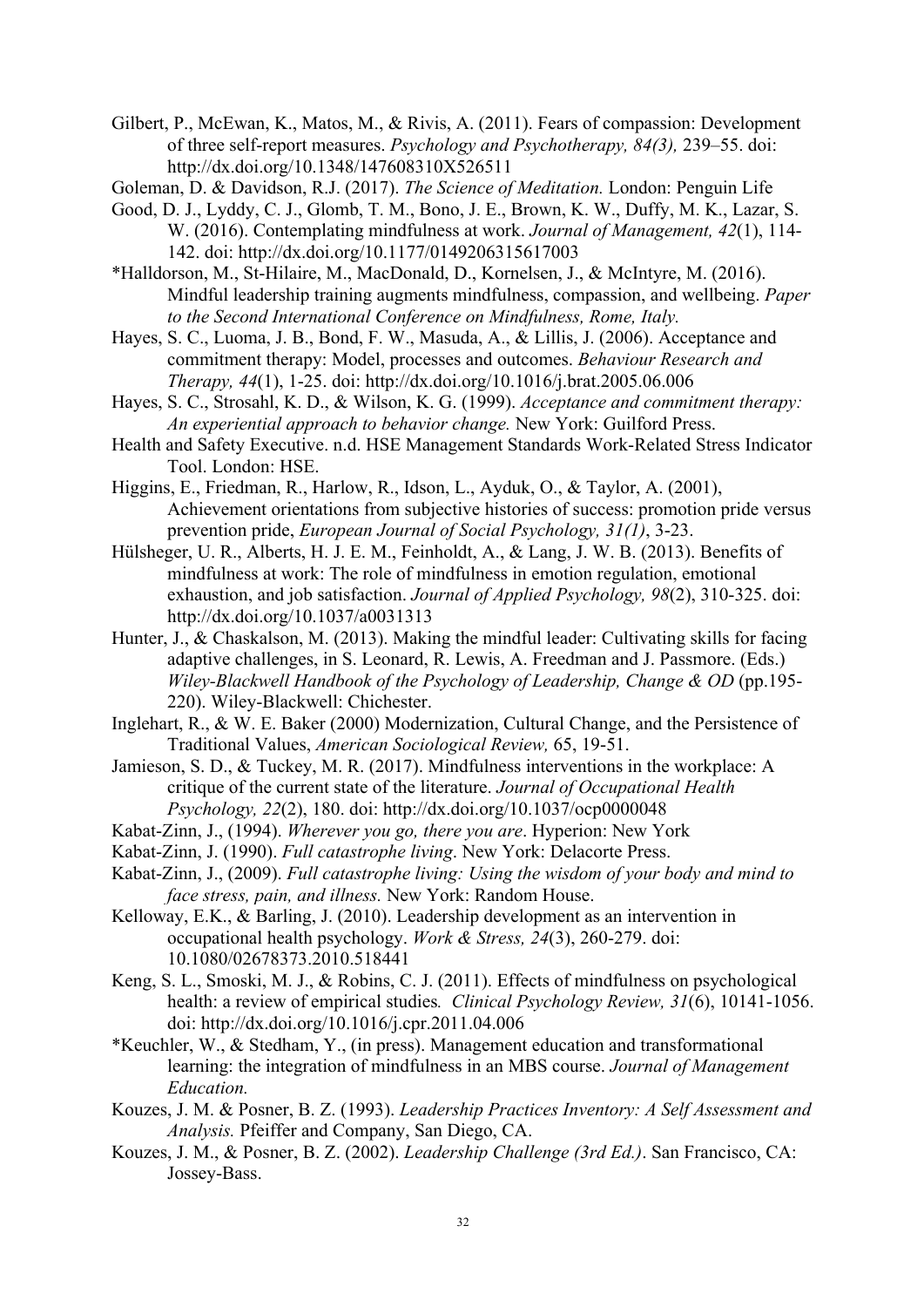Gilbert, P., McEwan, K., Matos, M., & Rivis, A. (2011). Fears of compassion: Development of three self-report measures. *Psychology and Psychotherapy, 84(3),* 239–55. doi: http://dx.doi.org/10.1348/147608310X526511

Goleman, D. & Davidson, R.J. (2017). *The Science of Meditation.* London: Penguin Life

Good, D. J., Lyddy, C. J., Glomb, T. M., Bono, J. E., Brown, K. W., Duffy, M. K., Lazar, S. W. (2016). Contemplating mindfulness at work. *Journal of Management, 42*(1), 114-142. doi: http://dx.doi.org/10.1177/0149206315617003

*Halldorson, M., St-Hilaire, M., MacDonald, D., Kornelsen, J., & McIntyre, M. (2016). Mindful leadership training augments mindfulness, compassion, and wellbeing. *Paper to the Second International Conference on Mindfulness, Rome, Italy.*

Hayes, S. C., Luoma, J. B., Bond, F. W., Masuda, A., & Lillis, J. (2006). Acceptance and commitment therapy: Model, processes and outcomes. *Behaviour Research and Therapy, 44*(1), 1-25. doi: http://dx.doi.org/10.1016/j.brat.2005.06.006

Hayes, S. C., Strosahl, K. D., & Wilson, K. G. (1999). *Acceptance and commitment therapy: An experiential approach to behavior change.* New York: Guilford Press.

Health and Safety Executive. n.d. HSE Management Standards Work-Related Stress Indicator Tool. London: HSE.

Higgins, E., Friedman, R., Harlow, R., Idson, L., Ayduk, O., & Taylor, A. (2001), Achievement orientations from subjective histories of success: promotion pride versus prevention pride, *European Journal of Social Psychology, 31(1)*, 3-23.

Hülsheger, U. R., Alberts, H. J. E. M., Feinholdt, A., & Lang, J. W. B. (2013). Benefits of mindfulness at work: The role of mindfulness in emotion regulation, emotional exhaustion, and job satisfaction. *Journal of Applied Psychology, 98*(2), 310-325. doi: http://dx.doi.org/10.1037/a0031313

Hunter, J., & Chaskalson, M. (2013). Making the mindful leader: Cultivating skills for facing adaptive challenges, in S. Leonard, R. Lewis, A. Freedman and J. Passmore. (Eds.) *Wiley-Blackwell Handbook of the Psychology of Leadership, Change & OD* (pp.195-220). Wiley-Blackwell: Chichester.

Inglehart, R., & W. E. Baker (2000) Modernization, Cultural Change, and the Persistence of Traditional Values, *American Sociological Review,* 65, 19-51.

Jamieson, S. D., & Tuckey, M. R. (2017). Mindfulness interventions in the workplace: A critique of the current state of the literature. *Journal of Occupational Health Psychology, 22*(2), 180. doi: http://dx.doi.org/10.1037/ocp0000048

Kabat-Zinn, J., (1994). *Wherever you go, there you are*. Hyperion: New York

Kabat-Zinn, J. (1990). *Full catastrophe living*. New York: Delacorte Press.

Kabat-Zinn, J., (2009). *Full catastrophe living: Using the wisdom of your body and mind to face stress, pain, and illness.* New York: Random House.

Kelloway, E.K., & Barling, J. (2010). Leadership development as an intervention in occupational health psychology. *Work & Stress, 24*(3), 260-279. doi: 10.1080/02678373.2010.518441

Keng, S. L., Smoski, M. J., & Robins, C. J. (2011). Effects of mindfulness on psychological health: a review of empirical studies*. Clinical Psychology Review, 31*(6), 10141-1056. doi: http://dx.doi.org/10.1016/j.cpr.2011.04.006

*Keuchler, W., & Stedham, Y., (in press). Management education and transformational learning: the integration of mindfulness in an MBS course. *Journal of Management Education.*

Kouzes, J. M. & Posner, B. Z. (1993). *Leadership Practices Inventory: A Self Assessment and Analysis.* Pfeiffer and Company, San Diego, CA.

Kouzes, J. M., & Posner, B. Z. (2002). *Leadership Challenge (3rd Ed.)*. San Francisco, CA: Jossey-Bass.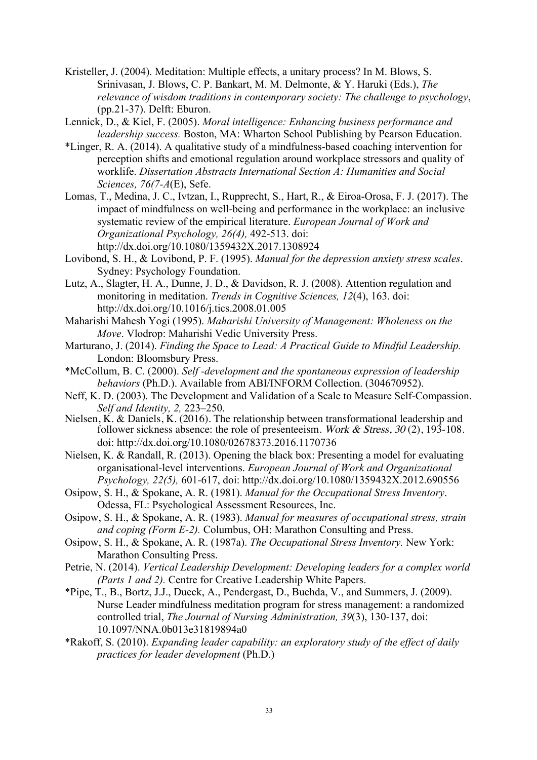Kristeller, J. (2004). Meditation: Multiple effects, a unitary process? In M. Blows, S. Srinivasan, J. Blows, C. P. Bankart, M. M. Delmonte, & Y. Haruki (Eds.), *The relevance of wisdom traditions in contemporary society: The challenge to psychology*, (pp.21-37). Delft: Eburon.

Lennick, D., & Kiel, F. (2005). *Moral intelligence: Enhancing business performance and leadership success.* Boston, MA: Wharton School Publishing by Pearson Education.

*Linger, R. A. (2014). A qualitative study of a mindfulness-based coaching intervention for perception shifts and emotional regulation around workplace stressors and quality of worklife. *Dissertation Abstracts International Section A: Humanities and Social Sciences, 76(7-A*(E), Sefe.

Lomas, T., Medina, J. C., Ivtzan, I., Rupprecht, S., Hart, R., & Eiroa-Orosa, F. J. (2017). The impact of mindfulness on well-being and performance in the workplace: an inclusive systematic review of the empirical literature. *European Journal of Work and Organizational Psychology, 26(4),* 492-513. doi: http://dx.doi.org/10.1080/1359432X.2017.1308924

Lovibond, S. H., & Lovibond, P. F. (1995). *Manual for the depression anxiety stress scales*. Sydney: Psychology Foundation.

Lutz, A., Slagter, H. A., Dunne, J. D., & Davidson, R. J. (2008). Attention regulation and monitoring in meditation. *Trends in Cognitive Sciences, 12*(4), 163. doi: http://dx.doi.org/10.1016/j.tics.2008.01.005

Maharishi Mahesh Yogi (1995). *Maharishi University of Management: Wholeness on the Move*. Vlodrop: Maharishi Vedic University Press.

Marturano, J. (2014). *Finding the Space to Lead: A Practical Guide to Mindful Leadership.* London: Bloomsbury Press.

*McCollum, B. C. (2000). *Self -development and the spontaneous expression of leadership behaviors* (Ph.D.). Available from ABI/INFORM Collection. (304670952).

Neff, K. D. (2003). The Development and Validation of a Scale to Measure Self-Compassion. *Self and Identity, 2,* 223–250.

Nielsen, K. & Daniels, K. (2016). The relationship between transformational leadership and follower sickness absence: the role of presenteeism. *Work & Stress, 30* (2), 193-108. doi: http://dx.doi.org/10.1080/02678373.2016.1170736

Nielsen, K. & Randall, R. (2013). Opening the black box: Presenting a model for evaluating organisational-level interventions. *European Journal of Work and Organizational Psychology, 22(5),* 601-617, doi: http://dx.doi.org/10.1080/1359432X.2012.690556

Osipow, S. H., & Spokane, A. R. (1981). *Manual for the Occupational Stress Inventory*. Odessa, FL: Psychological Assessment Resources, Inc.

Osipow, S. H., & Spokane, A. R. (1983). *Manual for measures of occupational stress, strain and coping (Form E-2).* Columbus, OH: Marathon Consulting and Press.

Osipow, S. H., & Spokane, A. R. (1987a). *The Occupational Stress Inventory.* New York: Marathon Consulting Press.

Petrie, N. (2014). *Vertical Leadership Development: Developing leaders for a complex world (Parts 1 and 2).* Centre for Creative Leadership White Papers.

*Pipe, T., B., Bortz, J.J., Dueck, A., Pendergast, D., Buchda, V., and Summers, J. (2009). Nurse Leader mindfulness meditation program for stress management: a randomized controlled trial, *The Journal of Nursing Administration, 39*(3), 130-137, doi: 10.1097/NNA.0b013e31819894a0

*Rakoff, S. (2010). *Expanding leader capability: an exploratory study of the effect of daily practices for leader development* (Ph.D.)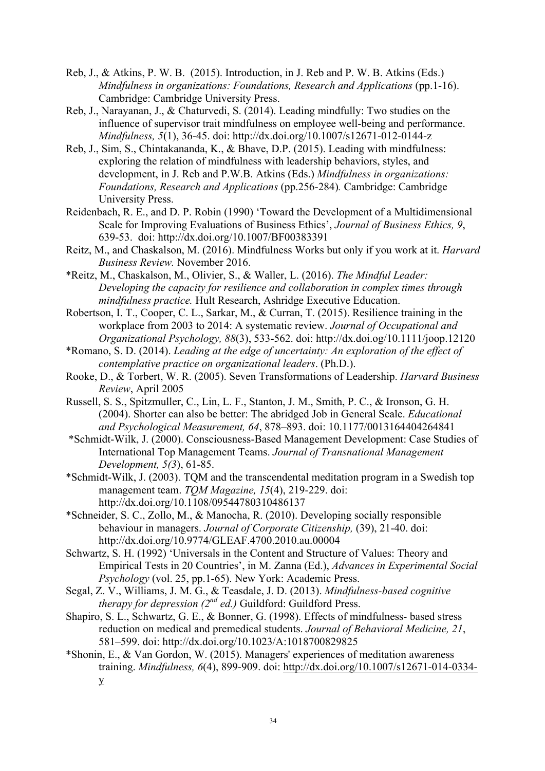Reb, J., & Atkins, P. W. B. (2015). Introduction, in J. Reb and P. W. B. Atkins (Eds.) *Mindfulness in organizations: Foundations, Research and Applications* (pp.1-16). Cambridge: Cambridge University Press.

Reb, J., Narayanan, J., & Chaturvedi, S. (2014). Leading mindfully: Two studies on the influence of supervisor trait mindfulness on employee well-being and performance. *Mindfulness, 5*(1), 36-45. doi: http://dx.doi.org/10.1007/s12671-012-0144-z

Reb, J., Sim, S., Chintakananda, K., & Bhave, D.P. (2015). Leading with mindfulness: exploring the relation of mindfulness with leadership behaviors, styles, and development, in J. Reb and P.W.B. Atkins (Eds.) *Mindfulness in organizations: Foundations, Research and Applications* (pp.256-284)*.* Cambridge: Cambridge University Press.

Reidenbach, R. E., and D. P. Robin (1990) 'Toward the Development of a Multidimensional Scale for Improving Evaluations of Business Ethics', *Journal of Business Ethics, 9*, 639-53. doi: http://dx.doi.org/10.1007/BF00383391

Reitz, M., and Chaskalson, M. (2016). Mindfulness Works but only if you work at it. *Harvard Business Review.* November 2016.

*Reitz, M., Chaskalson, M., Olivier, S., & Waller, L. (2016). *The Mindful Leader: Developing the capacity for resilience and collaboration in complex times through mindfulness practice.* Hult Research, Ashridge Executive Education.

Robertson, I. T., Cooper, C. L., Sarkar, M., & Curran, T. (2015). Resilience training in the workplace from 2003 to 2014: A systematic review. *Journal of Occupational and Organizational Psychology, 88*(3), 533-562. doi: http://dx.doi.og/10.1111/joop.12120

*Romano, S. D. (2014). *Leading at the edge of uncertainty: An exploration of the effect of contemplative practice on organizational leaders*. (Ph.D.).

Rooke, D., & Torbert, W. R. (2005). Seven Transformations of Leadership. *Harvard Business Review*, April 2005

Russell, S. S., Spitzmuller, C., Lin, L. F., Stanton, J. M., Smith, P. C., & Ironson, G. H. (2004). Shorter can also be better: The abridged Job in General Scale. *Educational and Psychological Measurement, 64*, 878–893. doi: 10.1177/0013164404264841

*Schmidt-Wilk, J. (2000). Consciousness-Based Management Development: Case Studies of International Top Management Teams. *Journal of Transnational Management Development, 5(3*), 61-85.

*Schmidt-Wilk, J. (2003). TQM and the transcendental meditation program in a Swedish top management team. *TQM Magazine, 15*(4), 219-229. doi: http://dx.doi.org/10.1108/09544780310486137

*Schneider, S. C., Zollo, M., & Manocha, R. (2010). Developing socially responsible behaviour in managers. *Journal of Corporate Citizenship,* (39), 21-40. doi: http://dx.doi.org/10.9774/GLEAF.4700.2010.au.00004

Schwartz, S. H. (1992) 'Universals in the Content and Structure of Values: Theory and Empirical Tests in 20 Countries', in M. Zanna (Ed.), *Advances in Experimental Social Psychology* (vol. 25, pp.1-65). New York: Academic Press.

Segal, Z. V., Williams, J. M. G., & Teasdale, J. D. (2013). *Mindfulness-based cognitive therapy for depression (2nd ed.)* Guildford: Guildford Press.

Shapiro, S. L., Schwartz, G. E., & Bonner, G. (1998). Effects of mindfulness- based stress reduction on medical and premedical students. *Journal of Behavioral Medicine, 21*, 581–599. doi: http://dx.doi.org/10.1023/A:1018700829825

*Shonin, E., & Van Gordon, W. (2015). Managers' experiences of meditation awareness training. *Mindfulness, 6*(4), 899-909. doi: http://dx.doi.org/10.1007/s12671-014-0334-y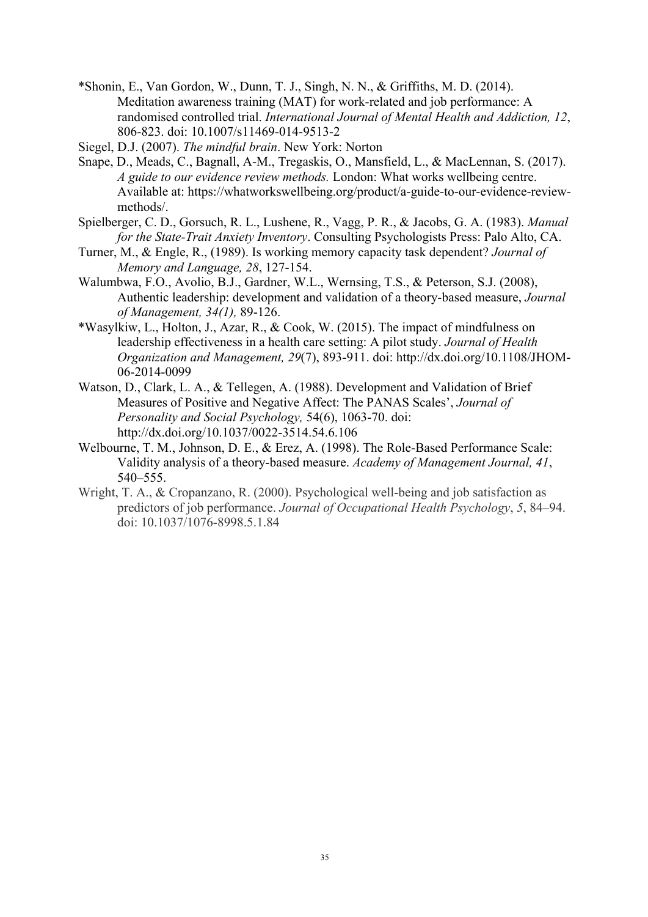*Shonin, E., Van Gordon, W., Dunn, T. J., Singh, N. N., & Griffiths, M. D. (2014). Meditation awareness training (MAT) for work-related and job performance: A randomised controlled trial. *International Journal of Mental Health and Addiction, 12*, 806-823. doi: 10.1007/s11469-014-9513-2

Siegel, D.J. (2007). *The mindful brain*. New York: Norton

Snape, D., Meads, C., Bagnall, A-M., Tregaskis, O., Mansfield, L., & MacLennan, S. (2017). *A guide to our evidence review methods.* London: What works wellbeing centre. Available at: https://whatworkswellbeing.org/product/a-guide-to-our-evidence-review-methods/.

Spielberger, C. D., Gorsuch, R. L., Lushene, R., Vagg, P. R., & Jacobs, G. A. (1983). *Manual for the State-Trait Anxiety Inventory*. Consulting Psychologists Press: Palo Alto, CA.

Turner, M., & Engle, R., (1989). Is working memory capacity task dependent? *Journal of Memory and Language, 28*, 127-154.

Walumbwa, F.O., Avolio, B.J., Gardner, W.L., Wernsing, T.S., & Peterson, S.J. (2008), Authentic leadership: development and validation of a theory-based measure, *Journal of Management, 34(1),* 89-126.

*Wasylkiw, L., Holton, J., Azar, R., & Cook, W. (2015). The impact of mindfulness on leadership effectiveness in a health care setting: A pilot study. *Journal of Health Organization and Management, 29*(7), 893-911. doi: http://dx.doi.org/10.1108/JHOM-06-2014-0099

Watson, D., Clark, L. A., & Tellegen, A. (1988). Development and Validation of Brief Measures of Positive and Negative Affect: The PANAS Scales', *Journal of Personality and Social Psychology,* 54(6), 1063-70. doi: http://dx.doi.org/10.1037/0022-3514.54.6.106

Welbourne, T. M., Johnson, D. E., & Erez, A. (1998). The Role-Based Performance Scale: Validity analysis of a theory-based measure. *Academy of Management Journal, 41*, 540–555.

Wright, T. A., & Cropanzano, R. (2000). Psychological well-being and job satisfaction as predictors of job performance. *Journal of Occupational Health Psychology*, *5*, 84–94. doi: 10.1037/1076-8998.5.1.84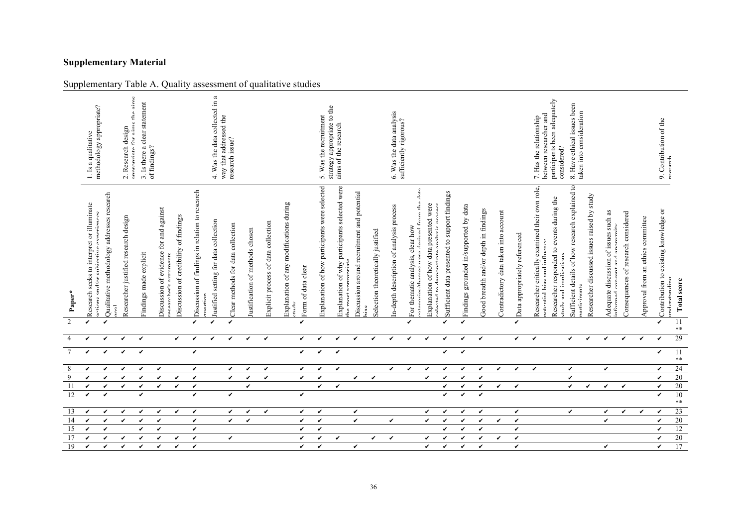# Supplementary Material

Supplementary Table A. Quality assessment of qualitative studies

| Paper* | 1. Is a qualitative methodology appropriate? | | 2. Research design appropriate for aims the aims | 3. Is there a clear statement of findings? | | | | 4. Was the data collected in a way that addressed the research issue? | | | | | | 5. Was the recruitment strategy appropriate to the aims of the research | | | | 6. Was the data analysis sufficiently rigorous? | | | | | | | | 7. Has the relationship between researcher and participants been adequately considered? | | 8. Have ethical issues been taken into consideration | | | | | 9. Contribution of the research | |
|---|---|---|---|---|---|---|---|---|---|---|---|---|---|---|---|---|---|---|---|---|---|---|---|---|---|---|---|---|---|---|---|---|---|---|
| | Research seeks to interpret or illuminate actions and/or subjective experiences | Qualitative methodology addresses research goal | Researcher justified research design | Findings made explicit | Discussion of evidence for and against researcher's arguments | Discussion of credibility of findings | Discussion of findings in relation to research question | Justified setting for data collection | Clear methods for data collection | Justification of methods chosen | Explicit process of data collection | Explanation of any modifications during study | Form of data clear | Explanation of how participants were selected | Explanation of why participants selected were the most appropriate | Discussion around recruitment and potential bias | Selection theoretically justified | In-depth description of analysis process | For thematic analysis, clear how categories/themes were derived from the data | Explanation of how data presented were selected to demonstrate analysis process | Sufficient data presented to support findings | Findings grounded in/supported by data | Good breadth and/or depth in findings | Contradictory data taken into account | Data appropriately referenced | Researcher critically examined their own role, potential bias and influence | Researcher responded to events during the study and implications | Sufficient details of how research explained to participants | Researcher discussed issues raised by study | Adequate discussion of issues such as informed consent and anonymity | Consequences of research considered | Approval from an ethics committee | Contribution to existing knowledge or understanding | Total score |
| 2 | ✔ | ✔ | | | | | ✔ | ✔ | ✔ | | | | ✔ | | | | | | ✔ | | ✔ | ✔ | | | ✔ | | | | | | | | ✔ | 11 ** |
| 4 | ✔ | ✔ | ✔ | ✔ | | ✔ | ✔ | ✔ | ✔ | ✔ | ✔ | | ✔ | ✔ | ✔ | ✔ | ✔ | ✔ | ✔ | ✔ | ✔ | ✔ | ✔ | | ✔ | ✔ | | ✔ | ✔ | ✔ | ✔ | ✔ | ✔ | 29 |
| 7 | ✔ | ✔ | ✔ | ✔ | | | ✔ | | | | | | ✔ | ✔ | ✔ | | | | | | ✔ | ✔ | | | | | | | | | | | ✔ | 11 ** |
| 8 | ✔ | ✔ | ✔ | ✔ | ✔ | | ✔ | | ✔ | ✔ | ✔ | | ✔ | ✔ | ✔ | | | ✔ | ✔ | ✔ | ✔ | ✔ | ✔ | ✔ | ✔ | ✔ | | ✔ | | ✔ | | | ✔ | 24 |
| 9 | ✔ | ✔ | ✔ | ✔ | ✔ | ✔ | ✔ | | ✔ | ✔ | ✔ | | ✔ | ✔ | | ✔ | ✔ | | | ✔ | ✔ | ✔ | ✔ | | | | | ✔ | | | | | ✔ | 20 |
| 11 | ✔ | ✔ | ✔ | ✔ | ✔ | ✔ | ✔ | | | ✔ | | | | ✔ | ✔ | | | | | | ✔ | ✔ | ✔ | ✔ | ✔ | | | ✔ | ✔ | ✔ | ✔ | | ✔ | 20 |
| 12 | ✔ | ✔ | | ✔ | | | ✔ | | ✔ | | | | ✔ | | | | | | | | ✔ | ✔ | ✔ | | | | | | | | | | ✔ | 10 ** |
| 13 | ✔ | ✔ | ✔ | ✔ | ✔ | ✔ | ✔ | | ✔ | ✔ | ✔ | | ✔ | ✔ | | ✔ | | | | ✔ | ✔ | ✔ | ✔ | | ✔ | | | ✔ | | ✔ | ✔ | ✔ | ✔ | 23 |
| 14 | ✔ | ✔ | ✔ | ✔ | ✔ | | ✔ | | ✔ | ✔ | | | ✔ | ✔ | | ✔ | | ✔ | | ✔ | ✔ | ✔ | ✔ | ✔ | ✔ | | | | | ✔ | | | ✔ | 20 |
| 15 | ✔ | ✔ | | ✔ | ✔ | | ✔ | | | | | | ✔ | ✔ | | | | | | | ✔ | ✔ | ✔ | | ✔ | | | | | | | | ✔ | 12 |
| 17 | ✔ | ✔ | ✔ | ✔ | ✔ | ✔ | ✔ | | ✔ | | | | ✔ | ✔ | ✔ | | ✔ | ✔ | | ✔ | ✔ | ✔ | ✔ | ✔ | ✔ | | | | | | | | ✔ | 20 |
| 19 | ✔ | ✔ | ✔ | ✔ | ✔ | ✔ | ✔ | | | | | | ✔ | ✔ | | ✔ | | | | ✔ | ✔ | ✔ | ✔ | | ✔ | | | | | ✔ | | | ✔ | 17 |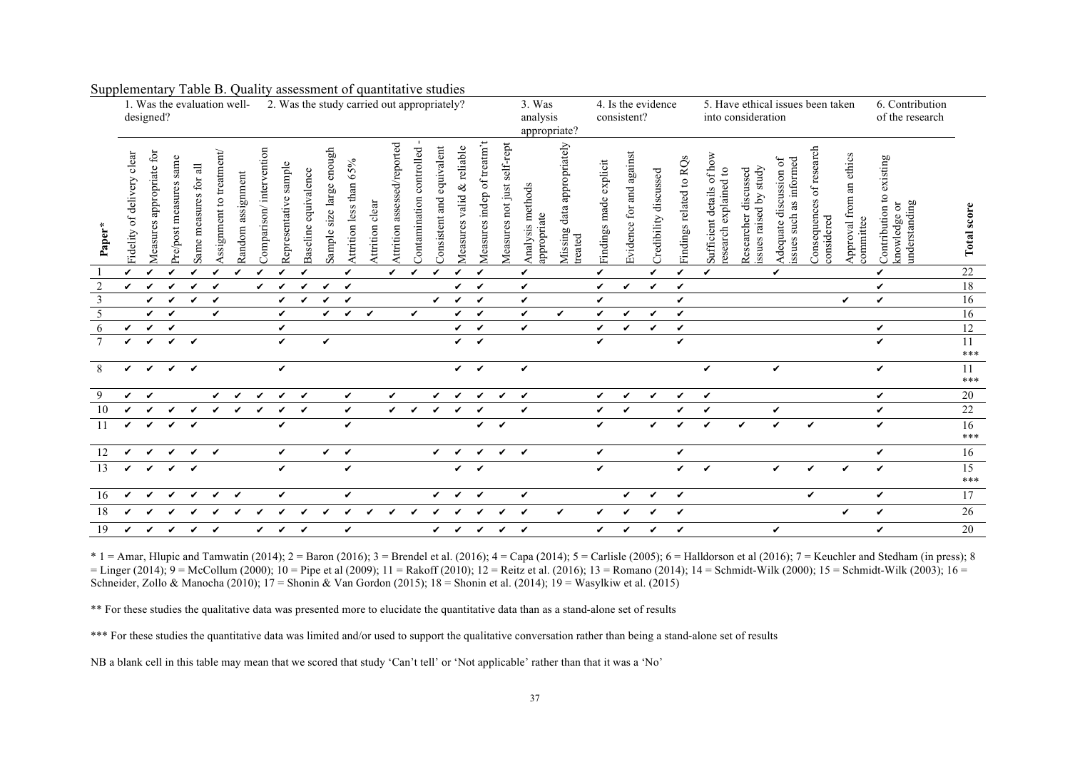Supplementary Table B. Quality assessment of quantitative studies

| | 1. Was the evaluation well-designed? | | | | 2. Was the study carried out appropriately? | | | | | | | | | | | | | | 3. Was analysis appropriate? | | 4. Is the evidence consistent? | | | | 5. Have ethical issues been taken into consideration | | | | | 6. Contribution of the research | |
|---|---|---|---|---|---|---|---|---|---|---|---|---|---|---|---|---|---|---|---|---|---|---|---|---|---|---|---|---|---|---|---|
| **Paper*** | Fidelity of delivery clear | Measures appropriate for | Pre/post measures same | Same measures for all | Assignment to treatment/ | Random assignment | Comparison/ intervention | Representative sample | Baseline equivalence | Sample size large enough | Attrition less than 65% | Attrition clear | Attrition assessed/reported | Contamination controlled - | Consistent and equivalent | Measures valid & reliable | Measures indep of treatm't | Measures not just self-rept | Analysis methods appropriate | Missing data appropriately treated | Findings made explicit | Evidence for and against | Credibility discussed | Findings related to RQs | Sufficient details of how research explained to | Researcher discussed issues raised by study | Adequate discussion of issues such as informed | Consequences of research considered | Approval from an ethics committee | Contribution to existing knowledge or understanding | **Total score** |
| 1 | ✔ | ✔ | ✔ | ✔ | ✔ | ✔ | ✔ | ✔ | ✔ | | ✔ | | ✔ | ✔ | ✔ | ✔ | ✔ | | ✔ | | ✔ | | ✔ | ✔ | ✔ | | ✔ | | | ✔ | 22 |
| 2 | ✔ | ✔ | ✔ | ✔ | ✔ | | ✔ | ✔ | ✔ | ✔ | ✔ | | | | | ✔ | ✔ | | ✔ | | ✔ | ✔ | ✔ | ✔ | | | | | | ✔ | 18 |
| 3 | | ✔ | ✔ | ✔ | ✔ | | | ✔ | ✔ | ✔ | ✔ | | | | ✔ | ✔ | ✔ | | ✔ | | ✔ | | | ✔ | | | | | ✔ | ✔ | 16 |
| 5 | | ✔ | ✔ | | ✔ | | | ✔ | | ✔ | ✔ | ✔ | | ✔ | | ✔ | ✔ | | ✔ | ✔ | ✔ | ✔ | ✔ | ✔ | | | | | | | 16 |
| 6 | ✔ | ✔ | ✔ | | | | | ✔ | | | | | | | | ✔ | ✔ | | ✔ | | ✔ | ✔ | ✔ | ✔ | | | | | | ✔ | 12 |
| 7 | ✔ | ✔ | ✔ | ✔ | | | | ✔ | | ✔ | | | | | | ✔ | ✔ | | | | ✔ | | | ✔ | | | | | | ✔ | 11 *** |
| 8 | ✔ | ✔ | ✔ | ✔ | | | | ✔ | | | | | | | | ✔ | ✔ | | ✔ | | | | | | ✔ | | ✔ | | | ✔ | 11 *** |
| 9 | ✔ | ✔ | | | ✔ | ✔ | ✔ | ✔ | ✔ | | ✔ | | ✔ | | ✔ | ✔ | ✔ | ✔ | ✔ | | ✔ | ✔ | ✔ | ✔ | ✔ | | | | | ✔ | 20 |
| 10 | ✔ | ✔ | ✔ | ✔ | ✔ | ✔ | ✔ | ✔ | ✔ | | ✔ | | ✔ | ✔ | ✔ | ✔ | ✔ | | ✔ | | ✔ | ✔ | | ✔ | ✔ | | ✔ | | | ✔ | 22 |
| 11 | ✔ | ✔ | ✔ | ✔ | | | | ✔ | | | ✔ | | | | | | ✔ | ✔ | | | ✔ | | ✔ | ✔ | ✔ | ✔ | ✔ | ✔ | | ✔ | 16 *** |
| 12 | ✔ | ✔ | ✔ | ✔ | ✔ | | | ✔ | | ✔ | ✔ | | | | ✔ | ✔ | ✔ | ✔ | ✔ | | ✔ | | | ✔ | | | | | | ✔ | 16 |
| 13 | ✔ | ✔ | ✔ | ✔ | | | | ✔ | | | ✔ | | | | | ✔ | ✔ | | | | ✔ | | | ✔ | ✔ | | ✔ | ✔ | ✔ | ✔ | 15 *** |
| 16 | ✔ | ✔ | ✔ | ✔ | ✔ | ✔ | | ✔ | | | ✔ | | | | ✔ | ✔ | ✔ | | ✔ | | | ✔ | ✔ | ✔ | | | | ✔ | | ✔ | 17 |
| 18 | ✔ | ✔ | ✔ | ✔ | ✔ | ✔ | ✔ | ✔ | ✔ | ✔ | ✔ | ✔ | ✔ | ✔ | ✔ | ✔ | ✔ | ✔ | ✔ | ✔ | ✔ | ✔ | ✔ | ✔ | | | | | ✔ | ✔ | 26 |
| 19 | ✔ | ✔ | ✔ | ✔ | ✔ | | ✔ | ✔ | ✔ | | ✔ | | | | ✔ | ✔ | ✔ | ✔ | ✔ | | ✔ | ✔ | ✔ | ✔ | | | ✔ | | | ✔ | 20 |

* 1 = Amar, Hlupic and Tamwatin (2014); 2 = Baron (2016); 3 = Brendel et al. (2016); 4 = Capa (2014); 5 = Carlisle (2005); 6 = Halldorson et al (2016); 7 = Keuchler and Stedham (in press); 8 = Linger (2014); 9 = McCollum (2000); 10 = Pipe et al (2009); 11 = Rakoff (2010); 12 = Reitz et al. (2016); 13 = Romano (2014); 14 = Schmidt-Wilk (2000); 15 = Schmidt-Wilk (2003); 16 = Schneider, Zollo & Manocha (2010); 17 = Shonin & Van Gordon (2015); 18 = Shonin et al. (2014); 19 = Wasylkiw et al. (2015)

** For these studies the qualitative data was presented more to elucidate the quantitative data than as a stand-alone set of results

*** For these studies the quantitative data was limited and/or used to support the qualitative conversation rather than being a stand-alone set of results

NB a blank cell in this table may mean that we scored that study 'Can't tell' or 'Not applicable' rather than that it was a 'No'